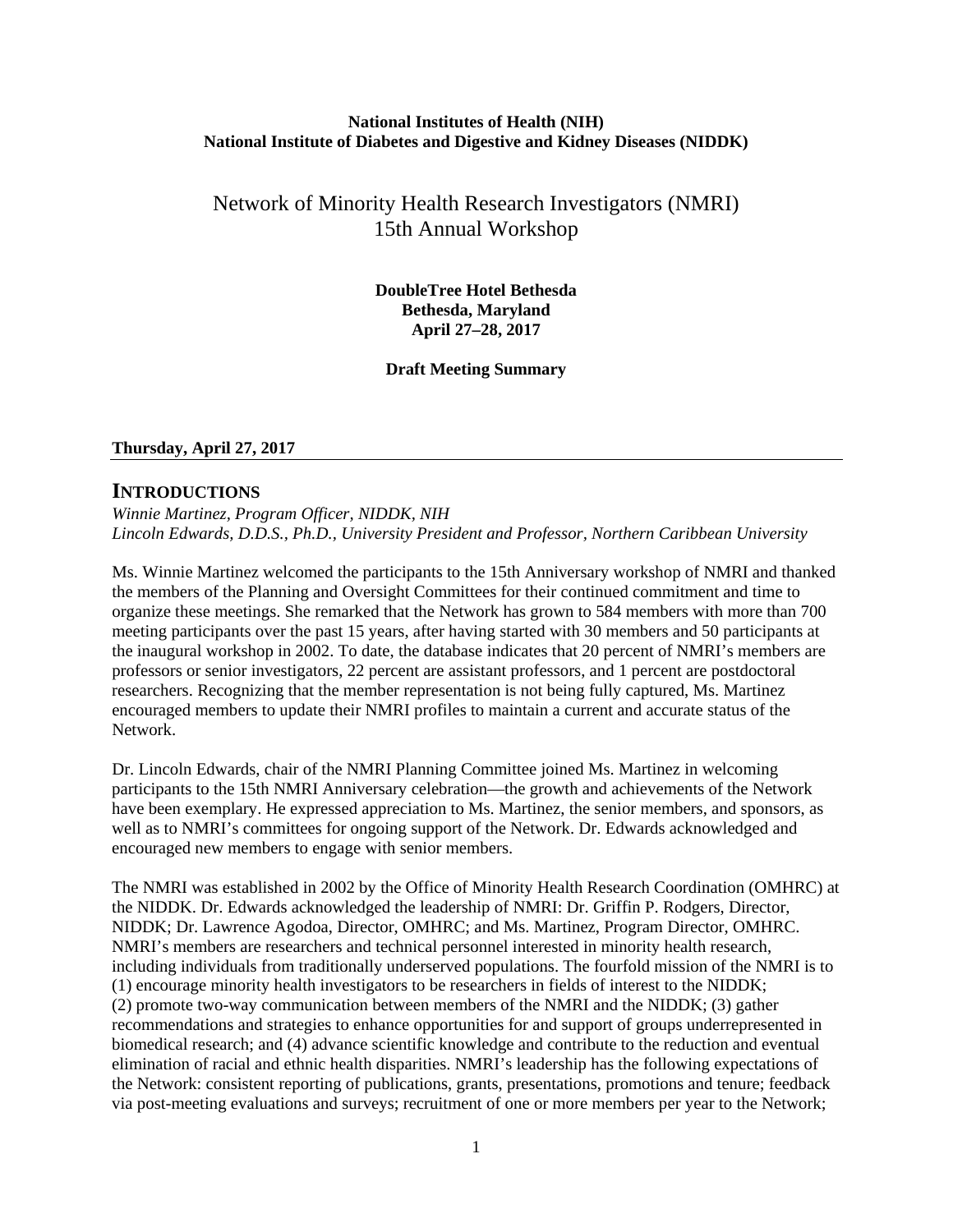**National Institutes of Health (NIH)**
**National Institute of Diabetes and Digestive and Kidney Diseases (NIDDK)**

# Network of Minority Health Research Investigators (NMRI) 15th Annual Workshop

**DoubleTree Hotel Bethesda**
**Bethesda, Maryland**
**April 27–28, 2017**

**Draft Meeting Summary**

**Thursday, April 27, 2017**

## INTRODUCTIONS

*Winnie Martinez, Program Officer, NIDDK, NIH*
*Lincoln Edwards, D.D.S., Ph.D., University President and Professor, Northern Caribbean University*

Ms. Winnie Martinez welcomed the participants to the 15th Anniversary workshop of NMRI and thanked the members of the Planning and Oversight Committees for their continued commitment and time to organize these meetings. She remarked that the Network has grown to 584 members with more than 700 meeting participants over the past 15 years, after having started with 30 members and 50 participants at the inaugural workshop in 2002. To date, the database indicates that 20 percent of NMRI's members are professors or senior investigators, 22 percent are assistant professors, and 1 percent are postdoctoral researchers. Recognizing that the member representation is not being fully captured, Ms. Martinez encouraged members to update their NMRI profiles to maintain a current and accurate status of the Network.

Dr. Lincoln Edwards, chair of the NMRI Planning Committee joined Ms. Martinez in welcoming participants to the 15th NMRI Anniversary celebration—the growth and achievements of the Network have been exemplary. He expressed appreciation to Ms. Martinez, the senior members, and sponsors, as well as to NMRI's committees for ongoing support of the Network. Dr. Edwards acknowledged and encouraged new members to engage with senior members.

The NMRI was established in 2002 by the Office of Minority Health Research Coordination (OMHRC) at the NIDDK. Dr. Edwards acknowledged the leadership of NMRI: Dr. Griffin P. Rodgers, Director, NIDDK; Dr. Lawrence Agodoa, Director, OMHRC; and Ms. Martinez, Program Director, OMHRC. NMRI's members are researchers and technical personnel interested in minority health research, including individuals from traditionally underserved populations. The fourfold mission of the NMRI is to (1) encourage minority health investigators to be researchers in fields of interest to the NIDDK; (2) promote two-way communication between members of the NMRI and the NIDDK; (3) gather recommendations and strategies to enhance opportunities for and support of groups underrepresented in biomedical research; and (4) advance scientific knowledge and contribute to the reduction and eventual elimination of racial and ethnic health disparities. NMRI's leadership has the following expectations of the Network: consistent reporting of publications, grants, presentations, promotions and tenure; feedback via post-meeting evaluations and surveys; recruitment of one or more members per year to the Network;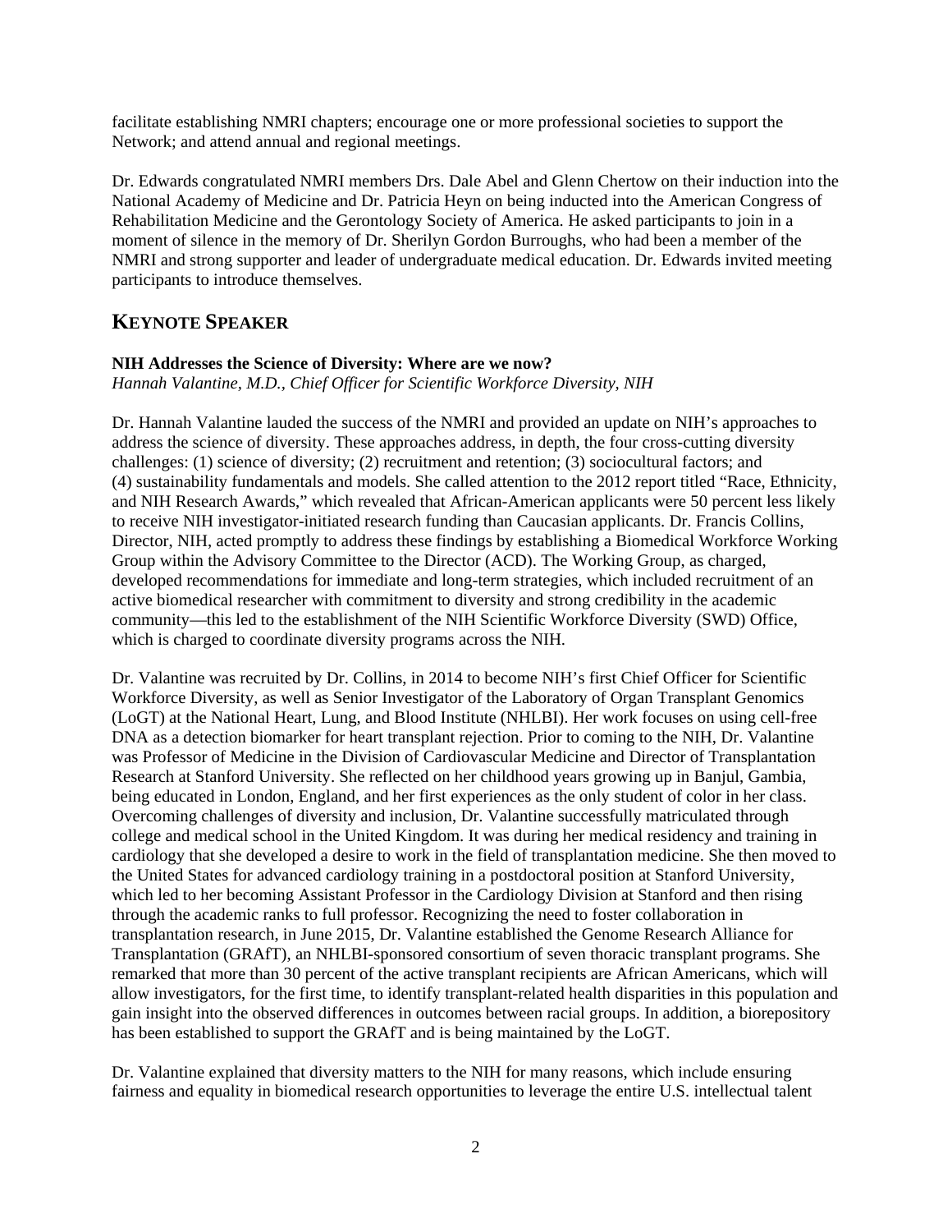facilitate establishing NMRI chapters; encourage one or more professional societies to support the Network; and attend annual and regional meetings.

Dr. Edwards congratulated NMRI members Drs. Dale Abel and Glenn Chertow on their induction into the National Academy of Medicine and Dr. Patricia Heyn on being inducted into the American Congress of Rehabilitation Medicine and the Gerontology Society of America. He asked participants to join in a moment of silence in the memory of Dr. Sherilyn Gordon Burroughs, who had been a member of the NMRI and strong supporter and leader of undergraduate medical education. Dr. Edwards invited meeting participants to introduce themselves.

## KEYNOTE SPEAKER

**NIH Addresses the Science of Diversity: Where are we now?**
*Hannah Valantine, M.D., Chief Officer for Scientific Workforce Diversity, NIH*

Dr. Hannah Valantine lauded the success of the NMRI and provided an update on NIH's approaches to address the science of diversity. These approaches address, in depth, the four cross-cutting diversity challenges: (1) science of diversity; (2) recruitment and retention; (3) sociocultural factors; and (4) sustainability fundamentals and models. She called attention to the 2012 report titled "Race, Ethnicity, and NIH Research Awards," which revealed that African-American applicants were 50 percent less likely to receive NIH investigator-initiated research funding than Caucasian applicants. Dr. Francis Collins, Director, NIH, acted promptly to address these findings by establishing a Biomedical Workforce Working Group within the Advisory Committee to the Director (ACD). The Working Group, as charged, developed recommendations for immediate and long-term strategies, which included recruitment of an active biomedical researcher with commitment to diversity and strong credibility in the academic community—this led to the establishment of the NIH Scientific Workforce Diversity (SWD) Office, which is charged to coordinate diversity programs across the NIH.

Dr. Valantine was recruited by Dr. Collins, in 2014 to become NIH's first Chief Officer for Scientific Workforce Diversity, as well as Senior Investigator of the Laboratory of Organ Transplant Genomics (LoGT) at the National Heart, Lung, and Blood Institute (NHLBI). Her work focuses on using cell-free DNA as a detection biomarker for heart transplant rejection. Prior to coming to the NIH, Dr. Valantine was Professor of Medicine in the Division of Cardiovascular Medicine and Director of Transplantation Research at Stanford University. She reflected on her childhood years growing up in Banjul, Gambia, being educated in London, England, and her first experiences as the only student of color in her class. Overcoming challenges of diversity and inclusion, Dr. Valantine successfully matriculated through college and medical school in the United Kingdom. It was during her medical residency and training in cardiology that she developed a desire to work in the field of transplantation medicine. She then moved to the United States for advanced cardiology training in a postdoctoral position at Stanford University, which led to her becoming Assistant Professor in the Cardiology Division at Stanford and then rising through the academic ranks to full professor. Recognizing the need to foster collaboration in transplantation research, in June 2015, Dr. Valantine established the Genome Research Alliance for Transplantation (GRAfT), an NHLBI-sponsored consortium of seven thoracic transplant programs. She remarked that more than 30 percent of the active transplant recipients are African Americans, which will allow investigators, for the first time, to identify transplant-related health disparities in this population and gain insight into the observed differences in outcomes between racial groups. In addition, a biorepository has been established to support the GRAfT and is being maintained by the LoGT.

Dr. Valantine explained that diversity matters to the NIH for many reasons, which include ensuring fairness and equality in biomedical research opportunities to leverage the entire U.S. intellectual talent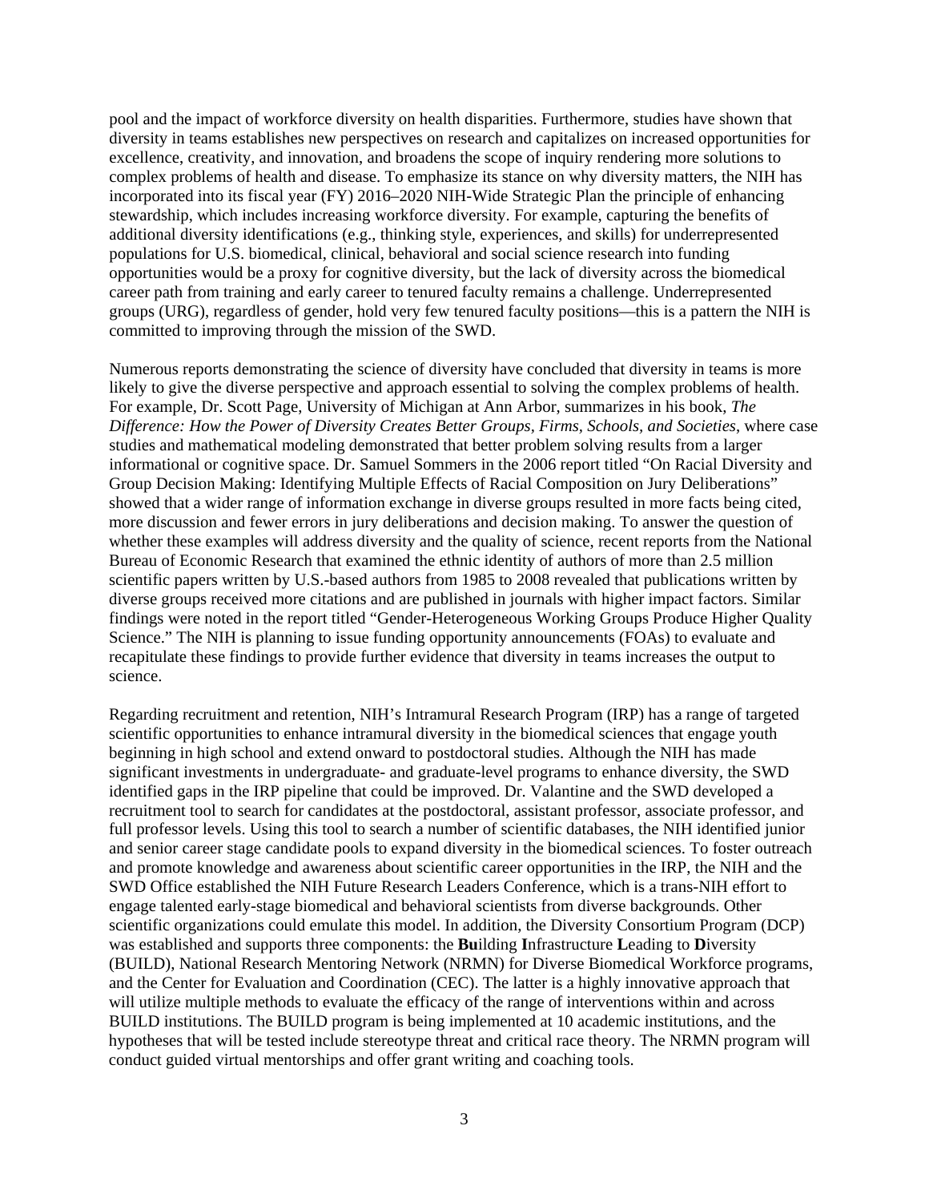pool and the impact of workforce diversity on health disparities. Furthermore, studies have shown that diversity in teams establishes new perspectives on research and capitalizes on increased opportunities for excellence, creativity, and innovation, and broadens the scope of inquiry rendering more solutions to complex problems of health and disease. To emphasize its stance on why diversity matters, the NIH has incorporated into its fiscal year (FY) 2016–2020 NIH-Wide Strategic Plan the principle of enhancing stewardship, which includes increasing workforce diversity. For example, capturing the benefits of additional diversity identifications (e.g., thinking style, experiences, and skills) for underrepresented populations for U.S. biomedical, clinical, behavioral and social science research into funding opportunities would be a proxy for cognitive diversity, but the lack of diversity across the biomedical career path from training and early career to tenured faculty remains a challenge. Underrepresented groups (URG), regardless of gender, hold very few tenured faculty positions—this is a pattern the NIH is committed to improving through the mission of the SWD.

Numerous reports demonstrating the science of diversity have concluded that diversity in teams is more likely to give the diverse perspective and approach essential to solving the complex problems of health. For example, Dr. Scott Page, University of Michigan at Ann Arbor, summarizes in his book, *The Difference: How the Power of Diversity Creates Better Groups, Firms, Schools, and Societies*, where case studies and mathematical modeling demonstrated that better problem solving results from a larger informational or cognitive space. Dr. Samuel Sommers in the 2006 report titled "On Racial Diversity and Group Decision Making: Identifying Multiple Effects of Racial Composition on Jury Deliberations" showed that a wider range of information exchange in diverse groups resulted in more facts being cited, more discussion and fewer errors in jury deliberations and decision making. To answer the question of whether these examples will address diversity and the quality of science, recent reports from the National Bureau of Economic Research that examined the ethnic identity of authors of more than 2.5 million scientific papers written by U.S.-based authors from 1985 to 2008 revealed that publications written by diverse groups received more citations and are published in journals with higher impact factors. Similar findings were noted in the report titled "Gender-Heterogeneous Working Groups Produce Higher Quality Science." The NIH is planning to issue funding opportunity announcements (FOAs) to evaluate and recapitulate these findings to provide further evidence that diversity in teams increases the output to science.

Regarding recruitment and retention, NIH's Intramural Research Program (IRP) has a range of targeted scientific opportunities to enhance intramural diversity in the biomedical sciences that engage youth beginning in high school and extend onward to postdoctoral studies. Although the NIH has made significant investments in undergraduate- and graduate-level programs to enhance diversity, the SWD identified gaps in the IRP pipeline that could be improved. Dr. Valantine and the SWD developed a recruitment tool to search for candidates at the postdoctoral, assistant professor, associate professor, and full professor levels. Using this tool to search a number of scientific databases, the NIH identified junior and senior career stage candidate pools to expand diversity in the biomedical sciences. To foster outreach and promote knowledge and awareness about scientific career opportunities in the IRP, the NIH and the SWD Office established the NIH Future Research Leaders Conference, which is a trans-NIH effort to engage talented early-stage biomedical and behavioral scientists from diverse backgrounds. Other scientific organizations could emulate this model. In addition, the Diversity Consortium Program (DCP) was established and supports three components: the **Bu**ilding **I**nfrastructure **L**eading to **D**iversity (BUILD), National Research Mentoring Network (NRMN) for Diverse Biomedical Workforce programs, and the Center for Evaluation and Coordination (CEC). The latter is a highly innovative approach that will utilize multiple methods to evaluate the efficacy of the range of interventions within and across BUILD institutions. The BUILD program is being implemented at 10 academic institutions, and the hypotheses that will be tested include stereotype threat and critical race theory. The NRMN program will conduct guided virtual mentorships and offer grant writing and coaching tools.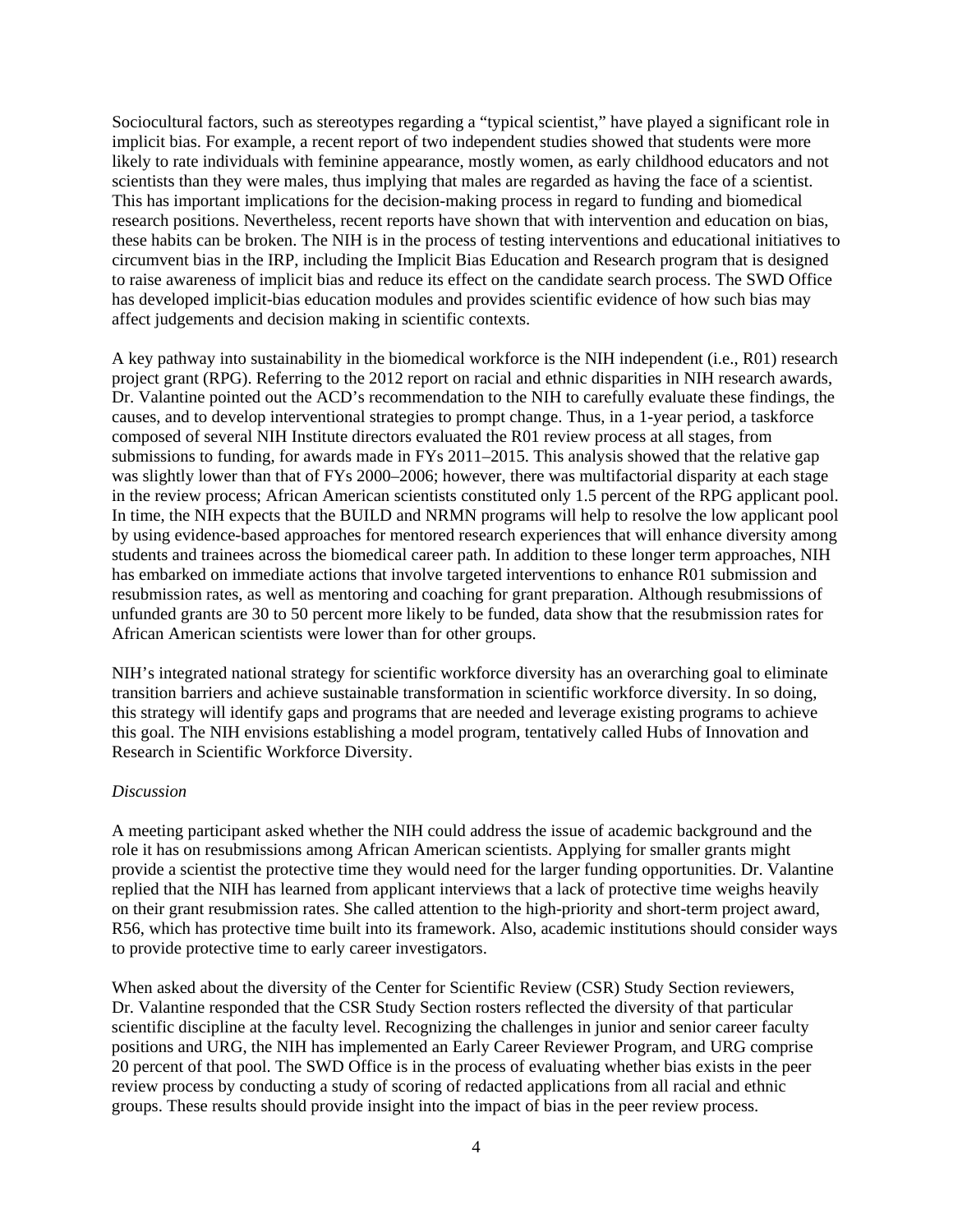Sociocultural factors, such as stereotypes regarding a "typical scientist," have played a significant role in implicit bias. For example, a recent report of two independent studies showed that students were more likely to rate individuals with feminine appearance, mostly women, as early childhood educators and not scientists than they were males, thus implying that males are regarded as having the face of a scientist. This has important implications for the decision-making process in regard to funding and biomedical research positions. Nevertheless, recent reports have shown that with intervention and education on bias, these habits can be broken. The NIH is in the process of testing interventions and educational initiatives to circumvent bias in the IRP, including the Implicit Bias Education and Research program that is designed to raise awareness of implicit bias and reduce its effect on the candidate search process. The SWD Office has developed implicit-bias education modules and provides scientific evidence of how such bias may affect judgements and decision making in scientific contexts.

A key pathway into sustainability in the biomedical workforce is the NIH independent (i.e., R01) research project grant (RPG). Referring to the 2012 report on racial and ethnic disparities in NIH research awards, Dr. Valantine pointed out the ACD's recommendation to the NIH to carefully evaluate these findings, the causes, and to develop interventional strategies to prompt change. Thus, in a 1-year period, a taskforce composed of several NIH Institute directors evaluated the R01 review process at all stages, from submissions to funding, for awards made in FYs 2011–2015. This analysis showed that the relative gap was slightly lower than that of FYs 2000–2006; however, there was multifactorial disparity at each stage in the review process; African American scientists constituted only 1.5 percent of the RPG applicant pool. In time, the NIH expects that the BUILD and NRMN programs will help to resolve the low applicant pool by using evidence-based approaches for mentored research experiences that will enhance diversity among students and trainees across the biomedical career path. In addition to these longer term approaches, NIH has embarked on immediate actions that involve targeted interventions to enhance R01 submission and resubmission rates, as well as mentoring and coaching for grant preparation. Although resubmissions of unfunded grants are 30 to 50 percent more likely to be funded, data show that the resubmission rates for African American scientists were lower than for other groups.

NIH's integrated national strategy for scientific workforce diversity has an overarching goal to eliminate transition barriers and achieve sustainable transformation in scientific workforce diversity. In so doing, this strategy will identify gaps and programs that are needed and leverage existing programs to achieve this goal. The NIH envisions establishing a model program, tentatively called Hubs of Innovation and Research in Scientific Workforce Diversity.

*Discussion*

A meeting participant asked whether the NIH could address the issue of academic background and the role it has on resubmissions among African American scientists. Applying for smaller grants might provide a scientist the protective time they would need for the larger funding opportunities. Dr. Valantine replied that the NIH has learned from applicant interviews that a lack of protective time weighs heavily on their grant resubmission rates. She called attention to the high-priority and short-term project award, R56, which has protective time built into its framework. Also, academic institutions should consider ways to provide protective time to early career investigators.

When asked about the diversity of the Center for Scientific Review (CSR) Study Section reviewers, Dr. Valantine responded that the CSR Study Section rosters reflected the diversity of that particular scientific discipline at the faculty level. Recognizing the challenges in junior and senior career faculty positions and URG, the NIH has implemented an Early Career Reviewer Program, and URG comprise 20 percent of that pool. The SWD Office is in the process of evaluating whether bias exists in the peer review process by conducting a study of scoring of redacted applications from all racial and ethnic groups. These results should provide insight into the impact of bias in the peer review process.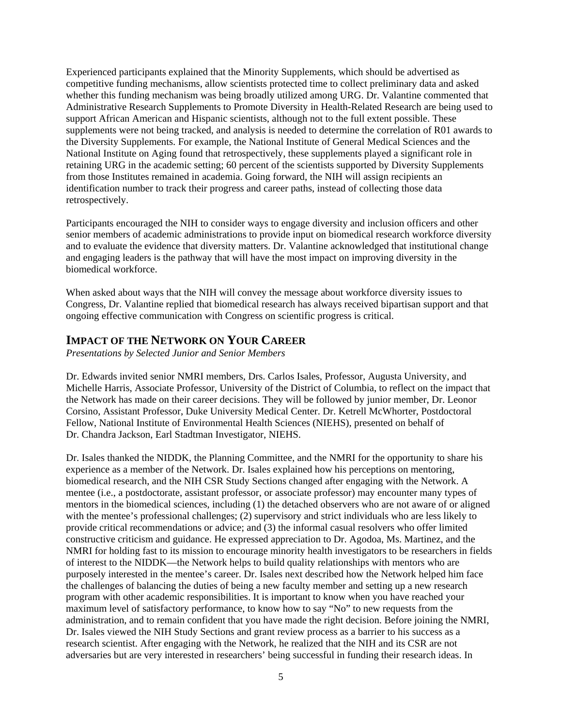Experienced participants explained that the Minority Supplements, which should be advertised as competitive funding mechanisms, allow scientists protected time to collect preliminary data and asked whether this funding mechanism was being broadly utilized among URG. Dr. Valantine commented that Administrative Research Supplements to Promote Diversity in Health-Related Research are being used to support African American and Hispanic scientists, although not to the full extent possible. These supplements were not being tracked, and analysis is needed to determine the correlation of R01 awards to the Diversity Supplements. For example, the National Institute of General Medical Sciences and the National Institute on Aging found that retrospectively, these supplements played a significant role in retaining URG in the academic setting; 60 percent of the scientists supported by Diversity Supplements from those Institutes remained in academia. Going forward, the NIH will assign recipients an identification number to track their progress and career paths, instead of collecting those data retrospectively.

Participants encouraged the NIH to consider ways to engage diversity and inclusion officers and other senior members of academic administrations to provide input on biomedical research workforce diversity and to evaluate the evidence that diversity matters. Dr. Valantine acknowledged that institutional change and engaging leaders is the pathway that will have the most impact on improving diversity in the biomedical workforce.

When asked about ways that the NIH will convey the message about workforce diversity issues to Congress, Dr. Valantine replied that biomedical research has always received bipartisan support and that ongoing effective communication with Congress on scientific progress is critical.

## IMPACT OF THE NETWORK ON YOUR CAREER

*Presentations by Selected Junior and Senior Members*

Dr. Edwards invited senior NMRI members, Drs. Carlos Isales, Professor, Augusta University, and Michelle Harris, Associate Professor, University of the District of Columbia, to reflect on the impact that the Network has made on their career decisions. They will be followed by junior member, Dr. Leonor Corsino, Assistant Professor, Duke University Medical Center. Dr. Ketrell McWhorter, Postdoctoral Fellow, National Institute of Environmental Health Sciences (NIEHS), presented on behalf of Dr. Chandra Jackson, Earl Stadtman Investigator, NIEHS.

Dr. Isales thanked the NIDDK, the Planning Committee, and the NMRI for the opportunity to share his experience as a member of the Network. Dr. Isales explained how his perceptions on mentoring, biomedical research, and the NIH CSR Study Sections changed after engaging with the Network. A mentee (i.e., a postdoctorate, assistant professor, or associate professor) may encounter many types of mentors in the biomedical sciences, including (1) the detached observers who are not aware of or aligned with the mentee's professional challenges; (2) supervisory and strict individuals who are less likely to provide critical recommendations or advice; and (3) the informal casual resolvers who offer limited constructive criticism and guidance. He expressed appreciation to Dr. Agodoa, Ms. Martinez, and the NMRI for holding fast to its mission to encourage minority health investigators to be researchers in fields of interest to the NIDDK—the Network helps to build quality relationships with mentors who are purposely interested in the mentee's career. Dr. Isales next described how the Network helped him face the challenges of balancing the duties of being a new faculty member and setting up a new research program with other academic responsibilities. It is important to know when you have reached your maximum level of satisfactory performance, to know how to say "No" to new requests from the administration, and to remain confident that you have made the right decision. Before joining the NMRI, Dr. Isales viewed the NIH Study Sections and grant review process as a barrier to his success as a research scientist. After engaging with the Network, he realized that the NIH and its CSR are not adversaries but are very interested in researchers' being successful in funding their research ideas. In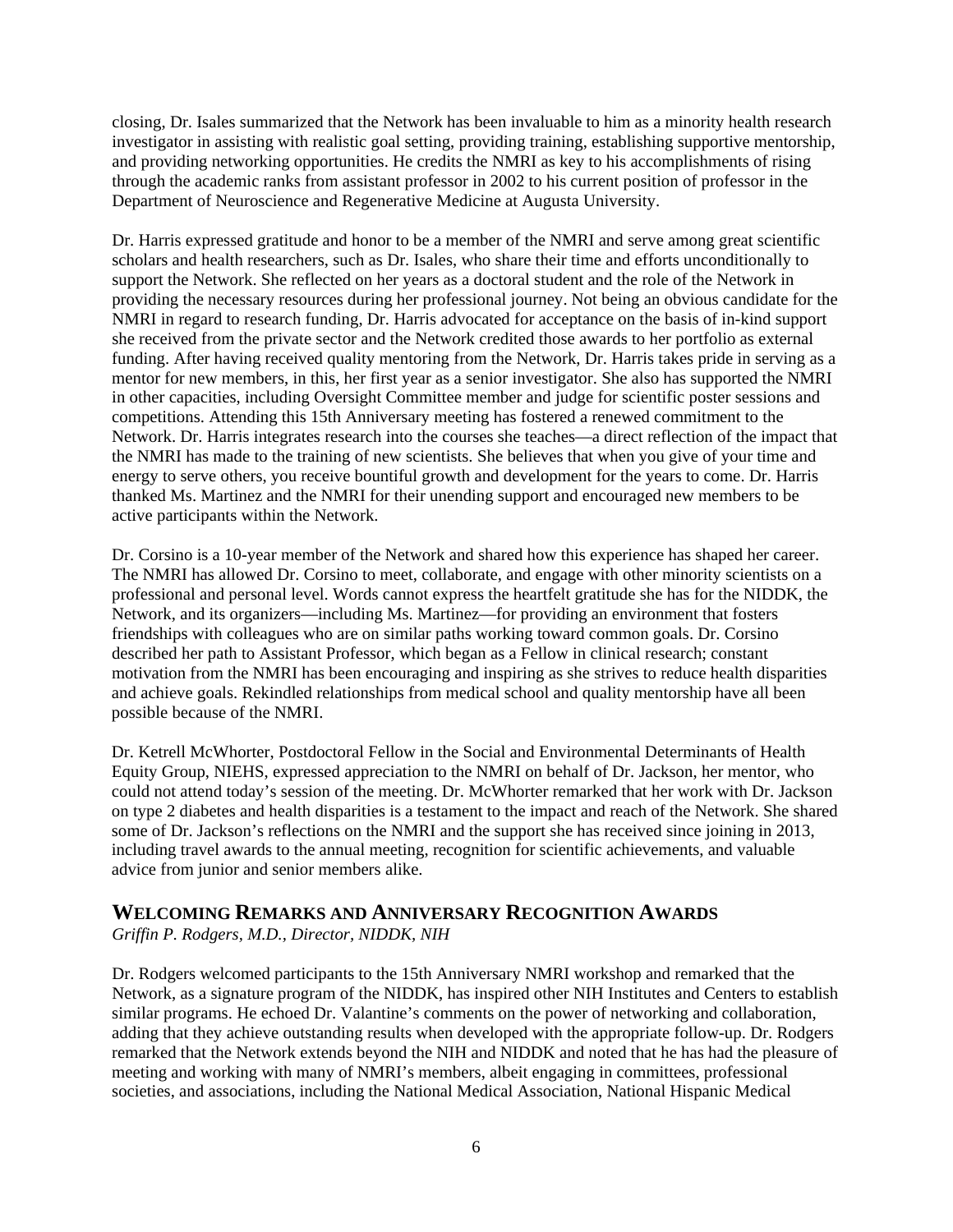closing, Dr. Isales summarized that the Network has been invaluable to him as a minority health research investigator in assisting with realistic goal setting, providing training, establishing supportive mentorship, and providing networking opportunities. He credits the NMRI as key to his accomplishments of rising through the academic ranks from assistant professor in 2002 to his current position of professor in the Department of Neuroscience and Regenerative Medicine at Augusta University.

Dr. Harris expressed gratitude and honor to be a member of the NMRI and serve among great scientific scholars and health researchers, such as Dr. Isales, who share their time and efforts unconditionally to support the Network. She reflected on her years as a doctoral student and the role of the Network in providing the necessary resources during her professional journey. Not being an obvious candidate for the NMRI in regard to research funding, Dr. Harris advocated for acceptance on the basis of in-kind support she received from the private sector and the Network credited those awards to her portfolio as external funding. After having received quality mentoring from the Network, Dr. Harris takes pride in serving as a mentor for new members, in this, her first year as a senior investigator. She also has supported the NMRI in other capacities, including Oversight Committee member and judge for scientific poster sessions and competitions. Attending this 15th Anniversary meeting has fostered a renewed commitment to the Network. Dr. Harris integrates research into the courses she teaches—a direct reflection of the impact that the NMRI has made to the training of new scientists. She believes that when you give of your time and energy to serve others, you receive bountiful growth and development for the years to come. Dr. Harris thanked Ms. Martinez and the NMRI for their unending support and encouraged new members to be active participants within the Network.

Dr. Corsino is a 10-year member of the Network and shared how this experience has shaped her career. The NMRI has allowed Dr. Corsino to meet, collaborate, and engage with other minority scientists on a professional and personal level. Words cannot express the heartfelt gratitude she has for the NIDDK, the Network, and its organizers—including Ms. Martinez—for providing an environment that fosters friendships with colleagues who are on similar paths working toward common goals. Dr. Corsino described her path to Assistant Professor, which began as a Fellow in clinical research; constant motivation from the NMRI has been encouraging and inspiring as she strives to reduce health disparities and achieve goals. Rekindled relationships from medical school and quality mentorship have all been possible because of the NMRI.

Dr. Ketrell McWhorter, Postdoctoral Fellow in the Social and Environmental Determinants of Health Equity Group, NIEHS, expressed appreciation to the NMRI on behalf of Dr. Jackson, her mentor, who could not attend today's session of the meeting. Dr. McWhorter remarked that her work with Dr. Jackson on type 2 diabetes and health disparities is a testament to the impact and reach of the Network. She shared some of Dr. Jackson's reflections on the NMRI and the support she has received since joining in 2013, including travel awards to the annual meeting, recognition for scientific achievements, and valuable advice from junior and senior members alike.

## WELCOMING REMARKS AND ANNIVERSARY RECOGNITION AWARDS

*Griffin P. Rodgers, M.D., Director, NIDDK, NIH*

Dr. Rodgers welcomed participants to the 15th Anniversary NMRI workshop and remarked that the Network, as a signature program of the NIDDK, has inspired other NIH Institutes and Centers to establish similar programs. He echoed Dr. Valantine's comments on the power of networking and collaboration, adding that they achieve outstanding results when developed with the appropriate follow-up. Dr. Rodgers remarked that the Network extends beyond the NIH and NIDDK and noted that he has had the pleasure of meeting and working with many of NMRI's members, albeit engaging in committees, professional societies, and associations, including the National Medical Association, National Hispanic Medical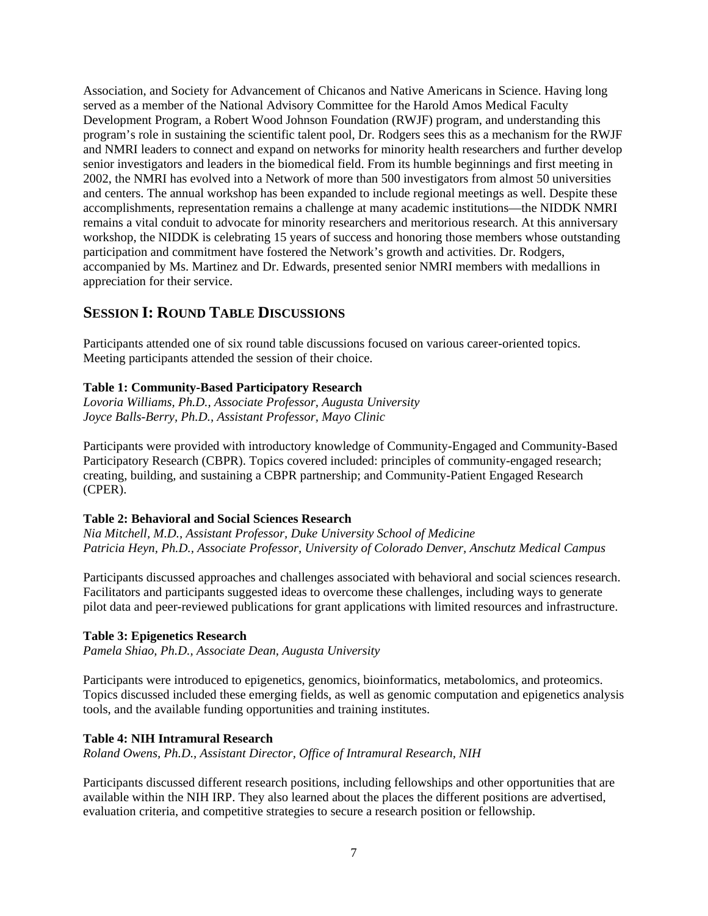Association, and Society for Advancement of Chicanos and Native Americans in Science. Having long served as a member of the National Advisory Committee for the Harold Amos Medical Faculty Development Program, a Robert Wood Johnson Foundation (RWJF) program, and understanding this program's role in sustaining the scientific talent pool, Dr. Rodgers sees this as a mechanism for the RWJF and NMRI leaders to connect and expand on networks for minority health researchers and further develop senior investigators and leaders in the biomedical field. From its humble beginnings and first meeting in 2002, the NMRI has evolved into a Network of more than 500 investigators from almost 50 universities and centers. The annual workshop has been expanded to include regional meetings as well. Despite these accomplishments, representation remains a challenge at many academic institutions—the NIDDK NMRI remains a vital conduit to advocate for minority researchers and meritorious research. At this anniversary workshop, the NIDDK is celebrating 15 years of success and honoring those members whose outstanding participation and commitment have fostered the Network's growth and activities. Dr. Rodgers, accompanied by Ms. Martinez and Dr. Edwards, presented senior NMRI members with medallions in appreciation for their service.

## SESSION I: ROUND TABLE DISCUSSIONS

Participants attended one of six round table discussions focused on various career-oriented topics. Meeting participants attended the session of their choice.

**Table 1: Community-Based Participatory Research**
*Lovoria Williams, Ph.D., Associate Professor, Augusta University*
*Joyce Balls-Berry, Ph.D., Assistant Professor, Mayo Clinic*

Participants were provided with introductory knowledge of Community-Engaged and Community-Based Participatory Research (CBPR). Topics covered included: principles of community-engaged research; creating, building, and sustaining a CBPR partnership; and Community-Patient Engaged Research (CPER).

**Table 2: Behavioral and Social Sciences Research**
*Nia Mitchell, M.D., Assistant Professor, Duke University School of Medicine*
*Patricia Heyn, Ph.D., Associate Professor, University of Colorado Denver, Anschutz Medical Campus*

Participants discussed approaches and challenges associated with behavioral and social sciences research. Facilitators and participants suggested ideas to overcome these challenges, including ways to generate pilot data and peer-reviewed publications for grant applications with limited resources and infrastructure.

**Table 3: Epigenetics Research**
*Pamela Shiao, Ph.D., Associate Dean, Augusta University*

Participants were introduced to epigenetics, genomics, bioinformatics, metabolomics, and proteomics. Topics discussed included these emerging fields, as well as genomic computation and epigenetics analysis tools, and the available funding opportunities and training institutes.

**Table 4: NIH Intramural Research**
*Roland Owens, Ph.D., Assistant Director, Office of Intramural Research, NIH*

Participants discussed different research positions, including fellowships and other opportunities that are available within the NIH IRP. They also learned about the places the different positions are advertised, evaluation criteria, and competitive strategies to secure a research position or fellowship.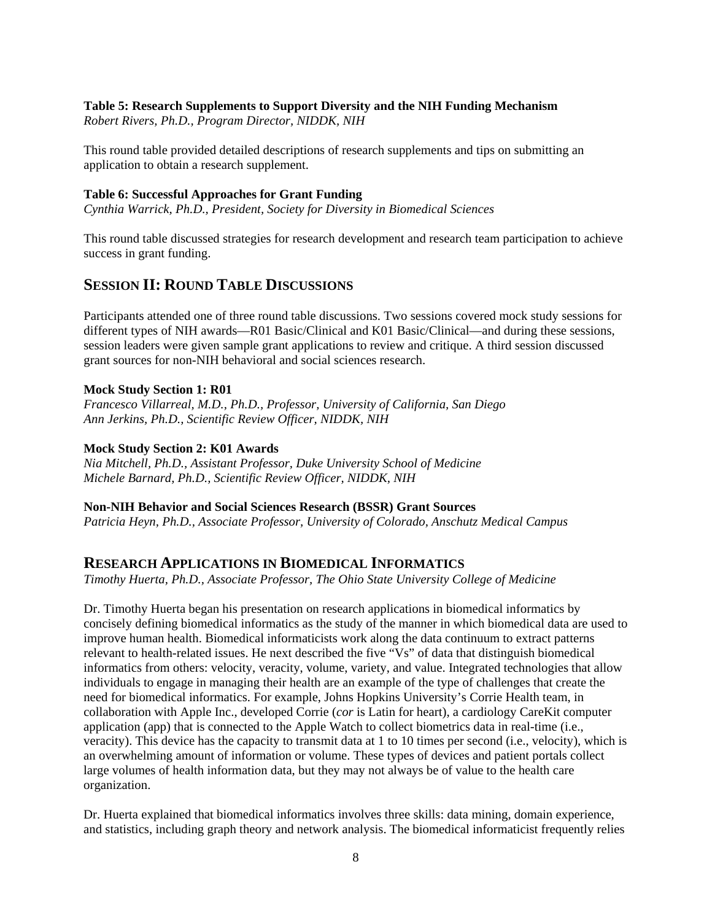**Table 5: Research Supplements to Support Diversity and the NIH Funding Mechanism**
*Robert Rivers, Ph.D., Program Director, NIDDK, NIH*

This round table provided detailed descriptions of research supplements and tips on submitting an application to obtain a research supplement.

**Table 6: Successful Approaches for Grant Funding**
*Cynthia Warrick, Ph.D., President, Society for Diversity in Biomedical Sciences*

This round table discussed strategies for research development and research team participation to achieve success in grant funding.

## SESSION II: ROUND TABLE DISCUSSIONS

Participants attended one of three round table discussions. Two sessions covered mock study sessions for different types of NIH awards—R01 Basic/Clinical and K01 Basic/Clinical—and during these sessions, session leaders were given sample grant applications to review and critique. A third session discussed grant sources for non-NIH behavioral and social sciences research.

**Mock Study Section 1: R01**
*Francesco Villarreal, M.D., Ph.D., Professor, University of California, San Diego*
*Ann Jerkins, Ph.D., Scientific Review Officer, NIDDK, NIH*

**Mock Study Section 2: K01 Awards**
*Nia Mitchell, Ph.D., Assistant Professor, Duke University School of Medicine*
*Michele Barnard, Ph.D., Scientific Review Officer, NIDDK, NIH*

**Non-NIH Behavior and Social Sciences Research (BSSR) Grant Sources**
*Patricia Heyn, Ph.D., Associate Professor, University of Colorado, Anschutz Medical Campus*

## RESEARCH APPLICATIONS IN BIOMEDICAL INFORMATICS

*Timothy Huerta, Ph.D., Associate Professor, The Ohio State University College of Medicine*

Dr. Timothy Huerta began his presentation on research applications in biomedical informatics by concisely defining biomedical informatics as the study of the manner in which biomedical data are used to improve human health. Biomedical informaticists work along the data continuum to extract patterns relevant to health-related issues. He next described the five "Vs" of data that distinguish biomedical informatics from others: velocity, veracity, volume, variety, and value. Integrated technologies that allow individuals to engage in managing their health are an example of the type of challenges that create the need for biomedical informatics. For example, Johns Hopkins University's Corrie Health team, in collaboration with Apple Inc., developed Corrie (*cor* is Latin for heart), a cardiology CareKit computer application (app) that is connected to the Apple Watch to collect biometrics data in real-time (i.e., veracity). This device has the capacity to transmit data at 1 to 10 times per second (i.e., velocity), which is an overwhelming amount of information or volume. These types of devices and patient portals collect large volumes of health information data, but they may not always be of value to the health care organization.

Dr. Huerta explained that biomedical informatics involves three skills: data mining, domain experience, and statistics, including graph theory and network analysis. The biomedical informaticist frequently relies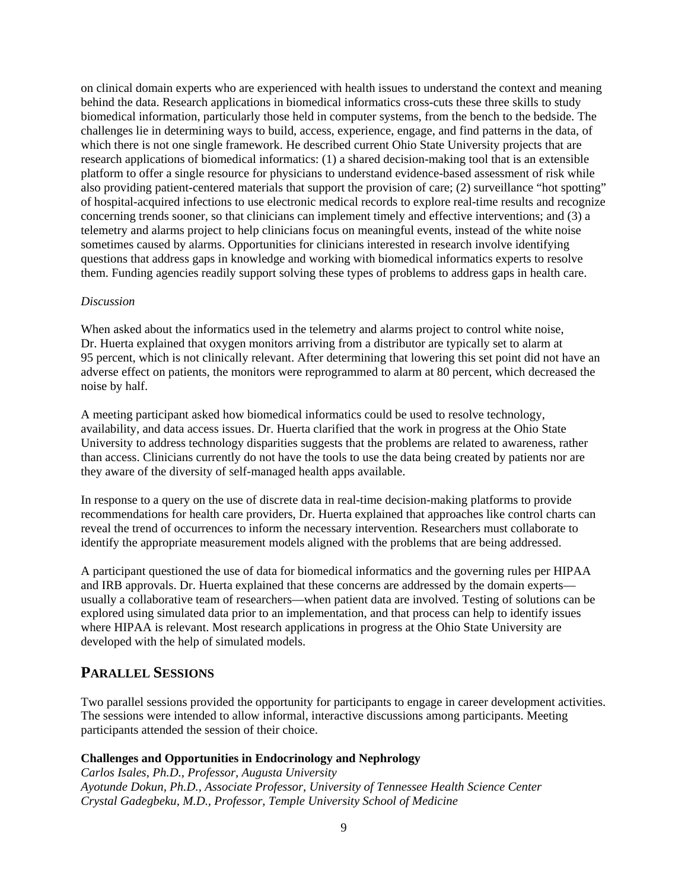on clinical domain experts who are experienced with health issues to understand the context and meaning behind the data. Research applications in biomedical informatics cross-cuts these three skills to study biomedical information, particularly those held in computer systems, from the bench to the bedside. The challenges lie in determining ways to build, access, experience, engage, and find patterns in the data, of which there is not one single framework. He described current Ohio State University projects that are research applications of biomedical informatics: (1) a shared decision-making tool that is an extensible platform to offer a single resource for physicians to understand evidence-based assessment of risk while also providing patient-centered materials that support the provision of care; (2) surveillance "hot spotting" of hospital-acquired infections to use electronic medical records to explore real-time results and recognize concerning trends sooner, so that clinicians can implement timely and effective interventions; and (3) a telemetry and alarms project to help clinicians focus on meaningful events, instead of the white noise sometimes caused by alarms. Opportunities for clinicians interested in research involve identifying questions that address gaps in knowledge and working with biomedical informatics experts to resolve them. Funding agencies readily support solving these types of problems to address gaps in health care.

*Discussion*

When asked about the informatics used in the telemetry and alarms project to control white noise, Dr. Huerta explained that oxygen monitors arriving from a distributor are typically set to alarm at 95 percent, which is not clinically relevant. After determining that lowering this set point did not have an adverse effect on patients, the monitors were reprogrammed to alarm at 80 percent, which decreased the noise by half.

A meeting participant asked how biomedical informatics could be used to resolve technology, availability, and data access issues. Dr. Huerta clarified that the work in progress at the Ohio State University to address technology disparities suggests that the problems are related to awareness, rather than access. Clinicians currently do not have the tools to use the data being created by patients nor are they aware of the diversity of self-managed health apps available.

In response to a query on the use of discrete data in real-time decision-making platforms to provide recommendations for health care providers, Dr. Huerta explained that approaches like control charts can reveal the trend of occurrences to inform the necessary intervention. Researchers must collaborate to identify the appropriate measurement models aligned with the problems that are being addressed.

A participant questioned the use of data for biomedical informatics and the governing rules per HIPAA and IRB approvals. Dr. Huerta explained that these concerns are addressed by the domain experts—usually a collaborative team of researchers—when patient data are involved. Testing of solutions can be explored using simulated data prior to an implementation, and that process can help to identify issues where HIPAA is relevant. Most research applications in progress at the Ohio State University are developed with the help of simulated models.

## Parallel Sessions

Two parallel sessions provided the opportunity for participants to engage in career development activities. The sessions were intended to allow informal, interactive discussions among participants. Meeting participants attended the session of their choice.

**Challenges and Opportunities in Endocrinology and Nephrology**
*Carlos Isales, Ph.D., Professor, Augusta University*
*Ayotunde Dokun, Ph.D., Associate Professor, University of Tennessee Health Science Center*
*Crystal Gadegbeku, M.D., Professor, Temple University School of Medicine*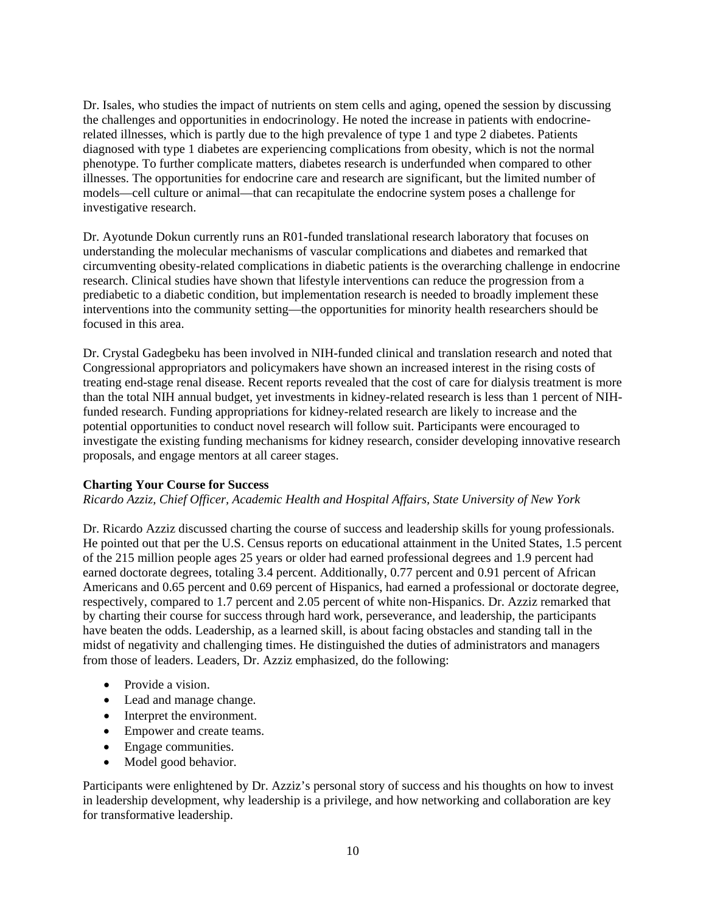Dr. Isales, who studies the impact of nutrients on stem cells and aging, opened the session by discussing the challenges and opportunities in endocrinology. He noted the increase in patients with endocrine-related illnesses, which is partly due to the high prevalence of type 1 and type 2 diabetes. Patients diagnosed with type 1 diabetes are experiencing complications from obesity, which is not the normal phenotype. To further complicate matters, diabetes research is underfunded when compared to other illnesses. The opportunities for endocrine care and research are significant, but the limited number of models—cell culture or animal—that can recapitulate the endocrine system poses a challenge for investigative research.

Dr. Ayotunde Dokun currently runs an R01-funded translational research laboratory that focuses on understanding the molecular mechanisms of vascular complications and diabetes and remarked that circumventing obesity-related complications in diabetic patients is the overarching challenge in endocrine research. Clinical studies have shown that lifestyle interventions can reduce the progression from a prediabetic to a diabetic condition, but implementation research is needed to broadly implement these interventions into the community setting—the opportunities for minority health researchers should be focused in this area.

Dr. Crystal Gadegbeku has been involved in NIH-funded clinical and translation research and noted that Congressional appropriators and policymakers have shown an increased interest in the rising costs of treating end-stage renal disease. Recent reports revealed that the cost of care for dialysis treatment is more than the total NIH annual budget, yet investments in kidney-related research is less than 1 percent of NIH-funded research. Funding appropriations for kidney-related research are likely to increase and the potential opportunities to conduct novel research will follow suit. Participants were encouraged to investigate the existing funding mechanisms for kidney research, consider developing innovative research proposals, and engage mentors at all career stages.

### Charting Your Course for Success

*Ricardo Azziz, Chief Officer, Academic Health and Hospital Affairs, State University of New York*

Dr. Ricardo Azziz discussed charting the course of success and leadership skills for young professionals. He pointed out that per the U.S. Census reports on educational attainment in the United States, 1.5 percent of the 215 million people ages 25 years or older had earned professional degrees and 1.9 percent had earned doctorate degrees, totaling 3.4 percent. Additionally, 0.77 percent and 0.91 percent of African Americans and 0.65 percent and 0.69 percent of Hispanics, had earned a professional or doctorate degree, respectively, compared to 1.7 percent and 2.05 percent of white non-Hispanics. Dr. Azziz remarked that by charting their course for success through hard work, perseverance, and leadership, the participants have beaten the odds. Leadership, as a learned skill, is about facing obstacles and standing tall in the midst of negativity and challenging times. He distinguished the duties of administrators and managers from those of leaders. Leaders, Dr. Azziz emphasized, do the following:

- Provide a vision.
- Lead and manage change.
- Interpret the environment.
- Empower and create teams.
- Engage communities.
- Model good behavior.

Participants were enlightened by Dr. Azziz's personal story of success and his thoughts on how to invest in leadership development, why leadership is a privilege, and how networking and collaboration are key for transformative leadership.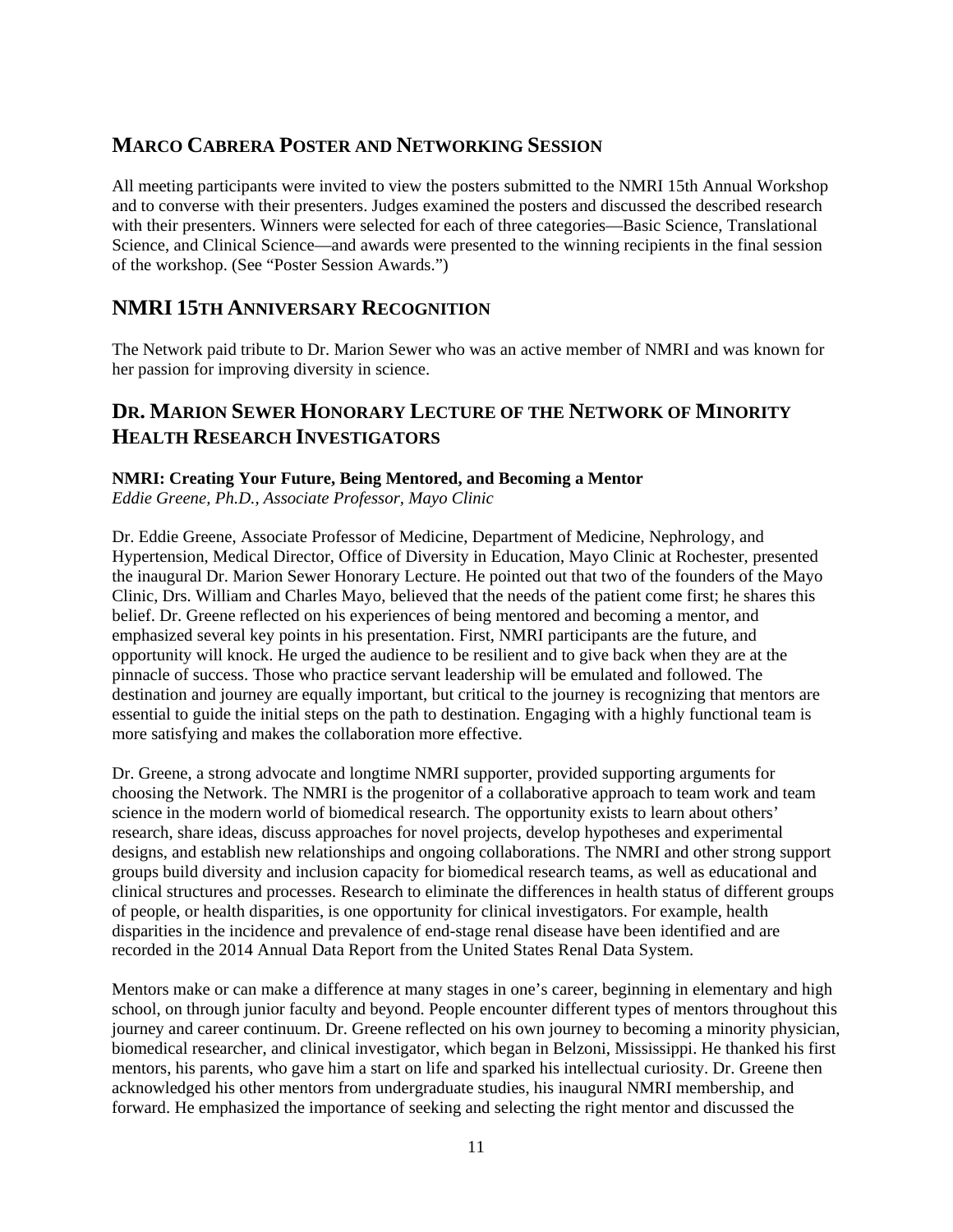## Marco Cabrera Poster and Networking Session

All meeting participants were invited to view the posters submitted to the NMRI 15th Annual Workshop and to converse with their presenters. Judges examined the posters and discussed the described research with their presenters. Winners were selected for each of three categories—Basic Science, Translational Science, and Clinical Science—and awards were presented to the winning recipients in the final session of the workshop. (See "Poster Session Awards.")

## NMRI 15th Anniversary Recognition

The Network paid tribute to Dr. Marion Sewer who was an active member of NMRI and was known for her passion for improving diversity in science.

## Dr. Marion Sewer Honorary Lecture of the Network of Minority Health Research Investigators

**NMRI: Creating Your Future, Being Mentored, and Becoming a Mentor**
*Eddie Greene, Ph.D., Associate Professor, Mayo Clinic*

Dr. Eddie Greene, Associate Professor of Medicine, Department of Medicine, Nephrology, and Hypertension, Medical Director, Office of Diversity in Education, Mayo Clinic at Rochester, presented the inaugural Dr. Marion Sewer Honorary Lecture. He pointed out that two of the founders of the Mayo Clinic, Drs. William and Charles Mayo, believed that the needs of the patient come first; he shares this belief. Dr. Greene reflected on his experiences of being mentored and becoming a mentor, and emphasized several key points in his presentation. First, NMRI participants are the future, and opportunity will knock. He urged the audience to be resilient and to give back when they are at the pinnacle of success. Those who practice servant leadership will be emulated and followed. The destination and journey are equally important, but critical to the journey is recognizing that mentors are essential to guide the initial steps on the path to destination. Engaging with a highly functional team is more satisfying and makes the collaboration more effective.

Dr. Greene, a strong advocate and longtime NMRI supporter, provided supporting arguments for choosing the Network. The NMRI is the progenitor of a collaborative approach to team work and team science in the modern world of biomedical research. The opportunity exists to learn about others' research, share ideas, discuss approaches for novel projects, develop hypotheses and experimental designs, and establish new relationships and ongoing collaborations. The NMRI and other strong support groups build diversity and inclusion capacity for biomedical research teams, as well as educational and clinical structures and processes. Research to eliminate the differences in health status of different groups of people, or health disparities, is one opportunity for clinical investigators. For example, health disparities in the incidence and prevalence of end-stage renal disease have been identified and are recorded in the 2014 Annual Data Report from the United States Renal Data System.

Mentors make or can make a difference at many stages in one's career, beginning in elementary and high school, on through junior faculty and beyond. People encounter different types of mentors throughout this journey and career continuum. Dr. Greene reflected on his own journey to becoming a minority physician, biomedical researcher, and clinical investigator, which began in Belzoni, Mississippi. He thanked his first mentors, his parents, who gave him a start on life and sparked his intellectual curiosity. Dr. Greene then acknowledged his other mentors from undergraduate studies, his inaugural NMRI membership, and forward. He emphasized the importance of seeking and selecting the right mentor and discussed the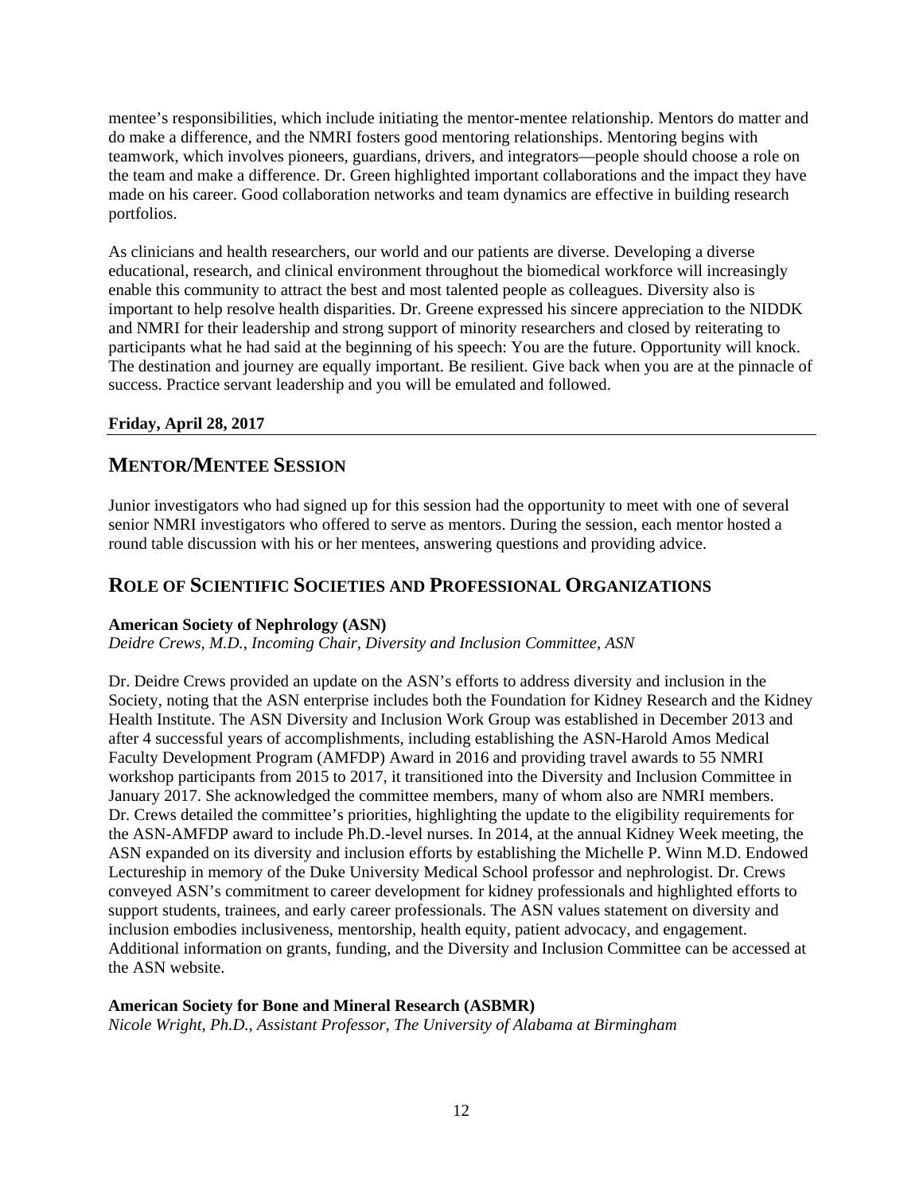mentee's responsibilities, which include initiating the mentor-mentee relationship. Mentors do matter and do make a difference, and the NMRI fosters good mentoring relationships. Mentoring begins with teamwork, which involves pioneers, guardians, drivers, and integrators—people should choose a role on the team and make a difference. Dr. Green highlighted important collaborations and the impact they have made on his career. Good collaboration networks and team dynamics are effective in building research portfolios.

As clinicians and health researchers, our world and our patients are diverse. Developing a diverse educational, research, and clinical environment throughout the biomedical workforce will increasingly enable this community to attract the best and most talented people as colleagues. Diversity also is important to help resolve health disparities. Dr. Greene expressed his sincere appreciation to the NIDDK and NMRI for their leadership and strong support of minority researchers and closed by reiterating to participants what he had said at the beginning of his speech: You are the future. Opportunity will knock. The destination and journey are equally important. Be resilient. Give back when you are at the pinnacle of success. Practice servant leadership and you will be emulated and followed.

**Friday, April 28, 2017**

## MENTOR/MENTEE SESSION

Junior investigators who had signed up for this session had the opportunity to meet with one of several senior NMRI investigators who offered to serve as mentors. During the session, each mentor hosted a round table discussion with his or her mentees, answering questions and providing advice.

## ROLE OF SCIENTIFIC SOCIETIES AND PROFESSIONAL ORGANIZATIONS

**American Society of Nephrology (ASN)**
*Deidre Crews, M.D., Incoming Chair, Diversity and Inclusion Committee, ASN*

Dr. Deidre Crews provided an update on the ASN's efforts to address diversity and inclusion in the Society, noting that the ASN enterprise includes both the Foundation for Kidney Research and the Kidney Health Institute. The ASN Diversity and Inclusion Work Group was established in December 2013 and after 4 successful years of accomplishments, including establishing the ASN-Harold Amos Medical Faculty Development Program (AMFDP) Award in 2016 and providing travel awards to 55 NMRI workshop participants from 2015 to 2017, it transitioned into the Diversity and Inclusion Committee in January 2017. She acknowledged the committee members, many of whom also are NMRI members. Dr. Crews detailed the committee's priorities, highlighting the update to the eligibility requirements for the ASN-AMFDP award to include Ph.D.-level nurses. In 2014, at the annual Kidney Week meeting, the ASN expanded on its diversity and inclusion efforts by establishing the Michelle P. Winn M.D. Endowed Lectureship in memory of the Duke University Medical School professor and nephrologist. Dr. Crews conveyed ASN's commitment to career development for kidney professionals and highlighted efforts to support students, trainees, and early career professionals. The ASN values statement on diversity and inclusion embodies inclusiveness, mentorship, health equity, patient advocacy, and engagement. Additional information on grants, funding, and the Diversity and Inclusion Committee can be accessed at the ASN website.

**American Society for Bone and Mineral Research (ASBMR)**
*Nicole Wright, Ph.D., Assistant Professor, The University of Alabama at Birmingham*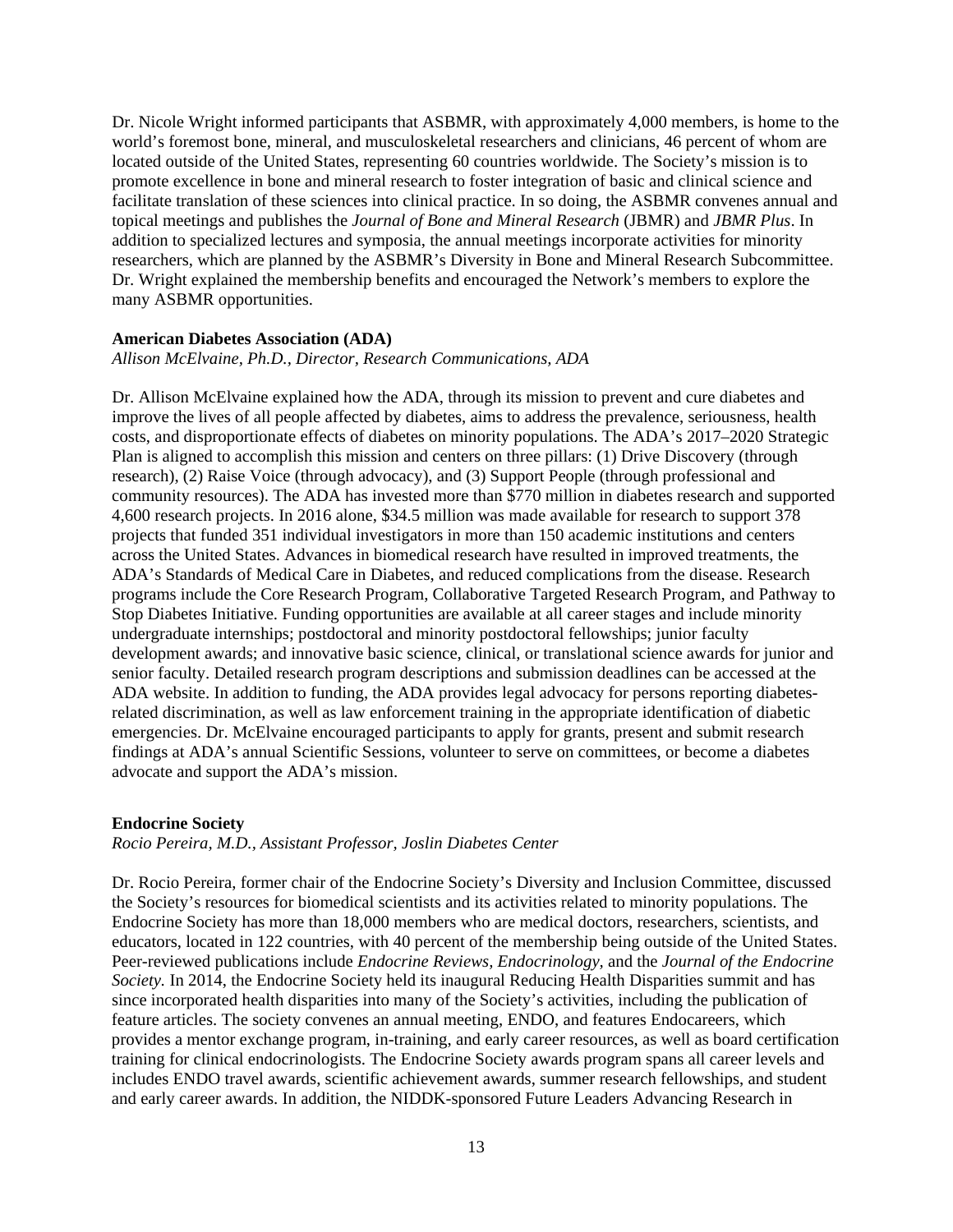Dr. Nicole Wright informed participants that ASBMR, with approximately 4,000 members, is home to the world's foremost bone, mineral, and musculoskeletal researchers and clinicians, 46 percent of whom are located outside of the United States, representing 60 countries worldwide. The Society's mission is to promote excellence in bone and mineral research to foster integration of basic and clinical science and facilitate translation of these sciences into clinical practice. In so doing, the ASBMR convenes annual and topical meetings and publishes the *Journal of Bone and Mineral Research* (JBMR) and *JBMR Plus*. In addition to specialized lectures and symposia, the annual meetings incorporate activities for minority researchers, which are planned by the ASBMR's Diversity in Bone and Mineral Research Subcommittee. Dr. Wright explained the membership benefits and encouraged the Network's members to explore the many ASBMR opportunities.

**American Diabetes Association (ADA)**

*Allison McElvaine, Ph.D., Director, Research Communications, ADA*

Dr. Allison McElvaine explained how the ADA, through its mission to prevent and cure diabetes and improve the lives of all people affected by diabetes, aims to address the prevalence, seriousness, health costs, and disproportionate effects of diabetes on minority populations. The ADA's 2017–2020 Strategic Plan is aligned to accomplish this mission and centers on three pillars: (1) Drive Discovery (through research), (2) Raise Voice (through advocacy), and (3) Support People (through professional and community resources). The ADA has invested more than $770 million in diabetes research and supported 4,600 research projects. In 2016 alone, $34.5 million was made available for research to support 378 projects that funded 351 individual investigators in more than 150 academic institutions and centers across the United States. Advances in biomedical research have resulted in improved treatments, the ADA's Standards of Medical Care in Diabetes, and reduced complications from the disease. Research programs include the Core Research Program, Collaborative Targeted Research Program, and Pathway to Stop Diabetes Initiative. Funding opportunities are available at all career stages and include minority undergraduate internships; postdoctoral and minority postdoctoral fellowships; junior faculty development awards; and innovative basic science, clinical, or translational science awards for junior and senior faculty. Detailed research program descriptions and submission deadlines can be accessed at the ADA website. In addition to funding, the ADA provides legal advocacy for persons reporting diabetes-related discrimination, as well as law enforcement training in the appropriate identification of diabetic emergencies. Dr. McElvaine encouraged participants to apply for grants, present and submit research findings at ADA's annual Scientific Sessions, volunteer to serve on committees, or become a diabetes advocate and support the ADA's mission.

**Endocrine Society**

*Rocio Pereira, M.D., Assistant Professor, Joslin Diabetes Center*

Dr. Rocio Pereira, former chair of the Endocrine Society's Diversity and Inclusion Committee, discussed the Society's resources for biomedical scientists and its activities related to minority populations. The Endocrine Society has more than 18,000 members who are medical doctors, researchers, scientists, and educators, located in 122 countries, with 40 percent of the membership being outside of the United States. Peer-reviewed publications include *Endocrine Reviews, Endocrinology,* and the *Journal of the Endocrine Society.* In 2014, the Endocrine Society held its inaugural Reducing Health Disparities summit and has since incorporated health disparities into many of the Society's activities, including the publication of feature articles. The society convenes an annual meeting, ENDO, and features Endocareers, which provides a mentor exchange program, in-training, and early career resources, as well as board certification training for clinical endocrinologists. The Endocrine Society awards program spans all career levels and includes ENDO travel awards, scientific achievement awards, summer research fellowships, and student and early career awards. In addition, the NIDDK-sponsored Future Leaders Advancing Research in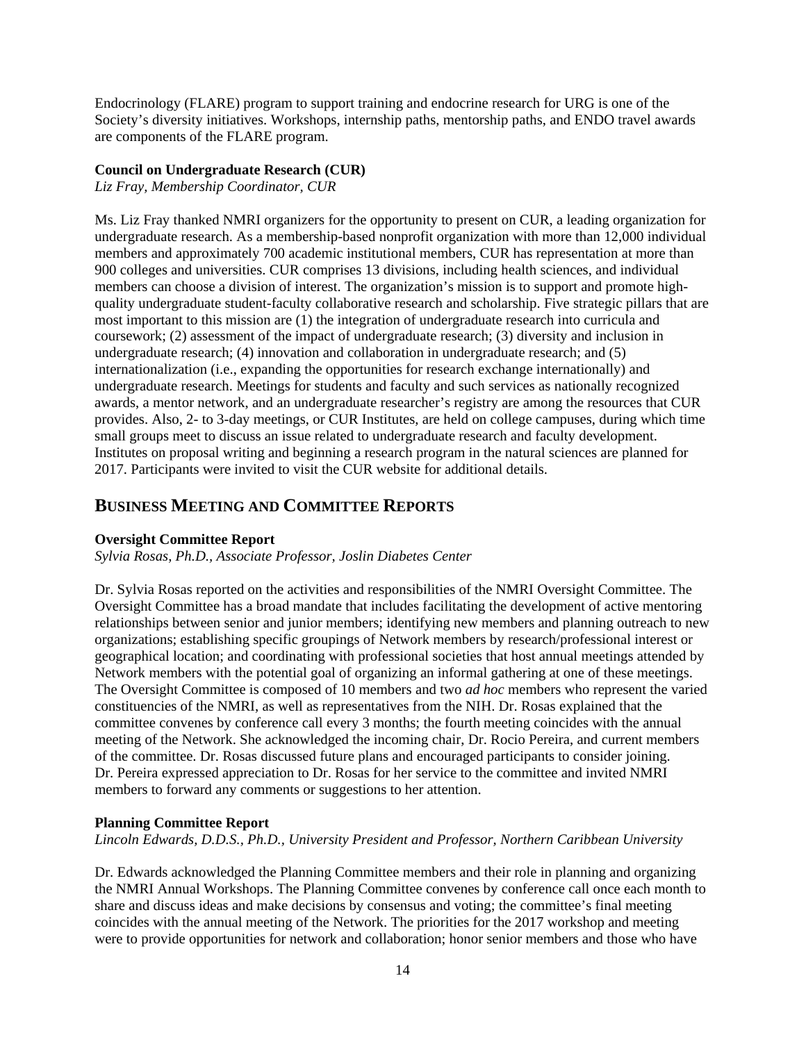Endocrinology (FLARE) program to support training and endocrine research for URG is one of the Society's diversity initiatives. Workshops, internship paths, mentorship paths, and ENDO travel awards are components of the FLARE program.

**Council on Undergraduate Research (CUR)**
*Liz Fray, Membership Coordinator, CUR*

Ms. Liz Fray thanked NMRI organizers for the opportunity to present on CUR, a leading organization for undergraduate research. As a membership-based nonprofit organization with more than 12,000 individual members and approximately 700 academic institutional members, CUR has representation at more than 900 colleges and universities. CUR comprises 13 divisions, including health sciences, and individual members can choose a division of interest. The organization's mission is to support and promote high-quality undergraduate student-faculty collaborative research and scholarship. Five strategic pillars that are most important to this mission are (1) the integration of undergraduate research into curricula and coursework; (2) assessment of the impact of undergraduate research; (3) diversity and inclusion in undergraduate research; (4) innovation and collaboration in undergraduate research; and (5) internationalization (i.e., expanding the opportunities for research exchange internationally) and undergraduate research. Meetings for students and faculty and such services as nationally recognized awards, a mentor network, and an undergraduate researcher's registry are among the resources that CUR provides. Also, 2- to 3-day meetings, or CUR Institutes, are held on college campuses, during which time small groups meet to discuss an issue related to undergraduate research and faculty development. Institutes on proposal writing and beginning a research program in the natural sciences are planned for 2017. Participants were invited to visit the CUR website for additional details.

## Business Meeting and Committee Reports

**Oversight Committee Report**
*Sylvia Rosas, Ph.D., Associate Professor, Joslin Diabetes Center*

Dr. Sylvia Rosas reported on the activities and responsibilities of the NMRI Oversight Committee. The Oversight Committee has a broad mandate that includes facilitating the development of active mentoring relationships between senior and junior members; identifying new members and planning outreach to new organizations; establishing specific groupings of Network members by research/professional interest or geographical location; and coordinating with professional societies that host annual meetings attended by Network members with the potential goal of organizing an informal gathering at one of these meetings. The Oversight Committee is composed of 10 members and two *ad hoc* members who represent the varied constituencies of the NMRI, as well as representatives from the NIH. Dr. Rosas explained that the committee convenes by conference call every 3 months; the fourth meeting coincides with the annual meeting of the Network. She acknowledged the incoming chair, Dr. Rocio Pereira, and current members of the committee. Dr. Rosas discussed future plans and encouraged participants to consider joining. Dr. Pereira expressed appreciation to Dr. Rosas for her service to the committee and invited NMRI members to forward any comments or suggestions to her attention.

**Planning Committee Report**
*Lincoln Edwards, D.D.S., Ph.D., University President and Professor, Northern Caribbean University*

Dr. Edwards acknowledged the Planning Committee members and their role in planning and organizing the NMRI Annual Workshops. The Planning Committee convenes by conference call once each month to share and discuss ideas and make decisions by consensus and voting; the committee's final meeting coincides with the annual meeting of the Network. The priorities for the 2017 workshop and meeting were to provide opportunities for network and collaboration; honor senior members and those who have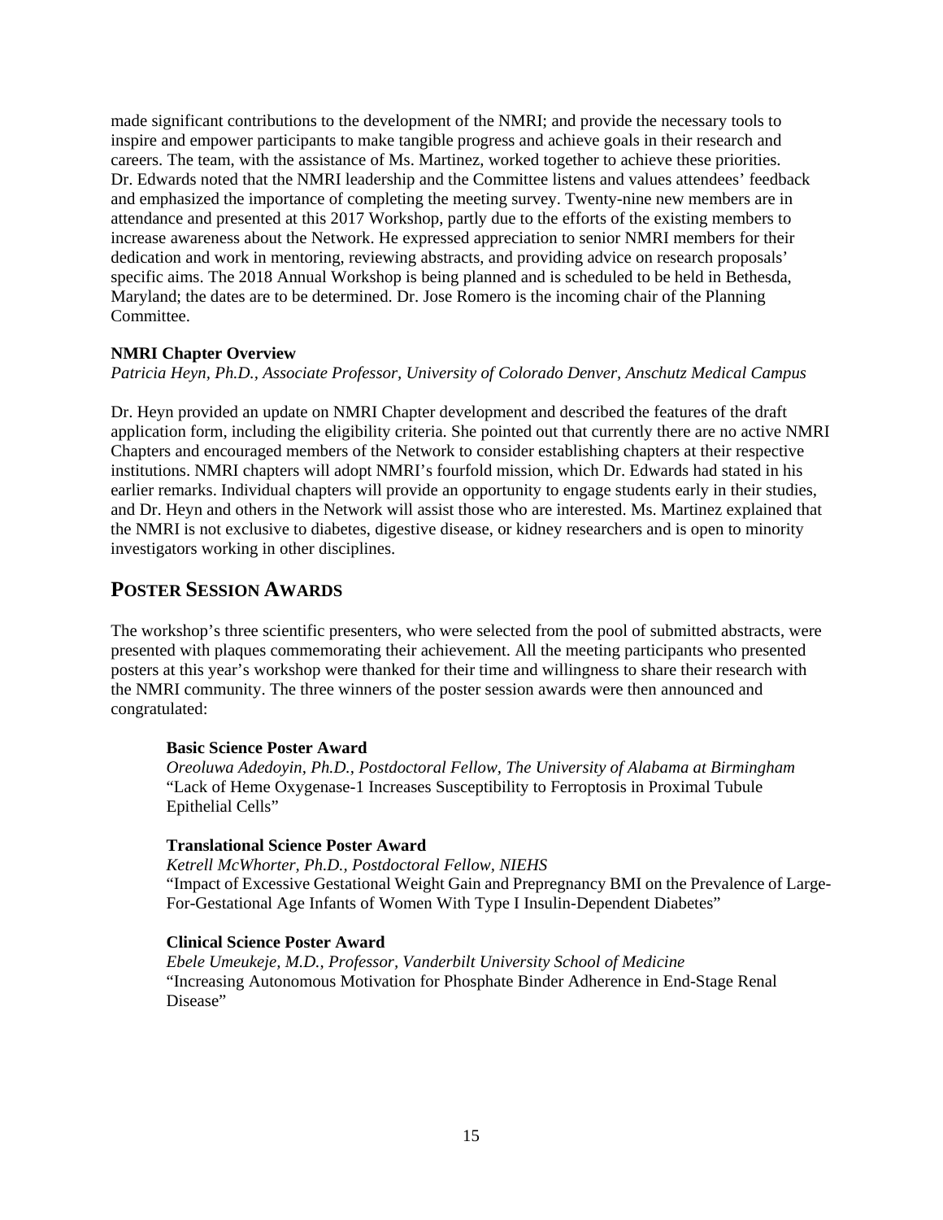made significant contributions to the development of the NMRI; and provide the necessary tools to inspire and empower participants to make tangible progress and achieve goals in their research and careers. The team, with the assistance of Ms. Martinez, worked together to achieve these priorities. Dr. Edwards noted that the NMRI leadership and the Committee listens and values attendees' feedback and emphasized the importance of completing the meeting survey. Twenty-nine new members are in attendance and presented at this 2017 Workshop, partly due to the efforts of the existing members to increase awareness about the Network. He expressed appreciation to senior NMRI members for their dedication and work in mentoring, reviewing abstracts, and providing advice on research proposals' specific aims. The 2018 Annual Workshop is being planned and is scheduled to be held in Bethesda, Maryland; the dates are to be determined. Dr. Jose Romero is the incoming chair of the Planning Committee.

**NMRI Chapter Overview**

*Patricia Heyn, Ph.D., Associate Professor, University of Colorado Denver, Anschutz Medical Campus*

Dr. Heyn provided an update on NMRI Chapter development and described the features of the draft application form, including the eligibility criteria. She pointed out that currently there are no active NMRI Chapters and encouraged members of the Network to consider establishing chapters at their respective institutions. NMRI chapters will adopt NMRI's fourfold mission, which Dr. Edwards had stated in his earlier remarks. Individual chapters will provide an opportunity to engage students early in their studies, and Dr. Heyn and others in the Network will assist those who are interested. Ms. Martinez explained that the NMRI is not exclusive to diabetes, digestive disease, or kidney researchers and is open to minority investigators working in other disciplines.

## Poster Session Awards

The workshop's three scientific presenters, who were selected from the pool of submitted abstracts, were presented with plaques commemorating their achievement. All the meeting participants who presented posters at this year's workshop were thanked for their time and willingness to share their research with the NMRI community. The three winners of the poster session awards were then announced and congratulated:

**Basic Science Poster Award**
*Oreoluwa Adedoyin, Ph.D., Postdoctoral Fellow, The University of Alabama at Birmingham*
"Lack of Heme Oxygenase-1 Increases Susceptibility to Ferroptosis in Proximal Tubule Epithelial Cells"

**Translational Science Poster Award**
*Ketrell McWhorter, Ph.D., Postdoctoral Fellow, NIEHS*
"Impact of Excessive Gestational Weight Gain and Prepregnancy BMI on the Prevalence of Large-For-Gestational Age Infants of Women With Type I Insulin-Dependent Diabetes"

**Clinical Science Poster Award**
*Ebele Umeukeje, M.D., Professor, Vanderbilt University School of Medicine*
"Increasing Autonomous Motivation for Phosphate Binder Adherence in End-Stage Renal Disease"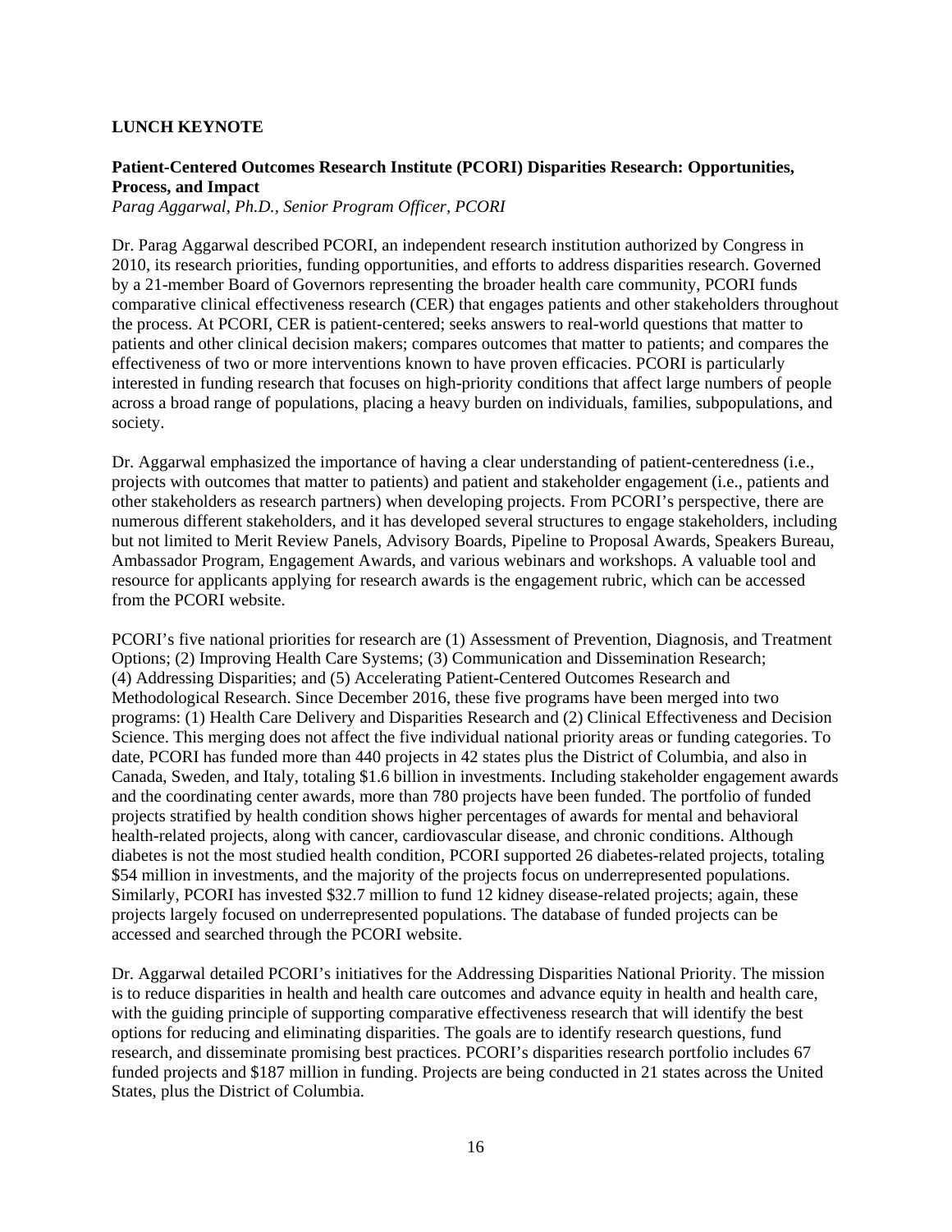## LUNCH KEYNOTE

### Patient-Centered Outcomes Research Institute (PCORI) Disparities Research: Opportunities, Process, and Impact

*Parag Aggarwal, Ph.D., Senior Program Officer, PCORI*

Dr. Parag Aggarwal described PCORI, an independent research institution authorized by Congress in 2010, its research priorities, funding opportunities, and efforts to address disparities research. Governed by a 21-member Board of Governors representing the broader health care community, PCORI funds comparative clinical effectiveness research (CER) that engages patients and other stakeholders throughout the process. At PCORI, CER is patient-centered; seeks answers to real-world questions that matter to patients and other clinical decision makers; compares outcomes that matter to patients; and compares the effectiveness of two or more interventions known to have proven efficacies. PCORI is particularly interested in funding research that focuses on high-priority conditions that affect large numbers of people across a broad range of populations, placing a heavy burden on individuals, families, subpopulations, and society.

Dr. Aggarwal emphasized the importance of having a clear understanding of patient-centeredness (i.e., projects with outcomes that matter to patients) and patient and stakeholder engagement (i.e., patients and other stakeholders as research partners) when developing projects. From PCORI's perspective, there are numerous different stakeholders, and it has developed several structures to engage stakeholders, including but not limited to Merit Review Panels, Advisory Boards, Pipeline to Proposal Awards, Speakers Bureau, Ambassador Program, Engagement Awards, and various webinars and workshops. A valuable tool and resource for applicants applying for research awards is the engagement rubric, which can be accessed from the PCORI website.

PCORI's five national priorities for research are (1) Assessment of Prevention, Diagnosis, and Treatment Options; (2) Improving Health Care Systems; (3) Communication and Dissemination Research; (4) Addressing Disparities; and (5) Accelerating Patient-Centered Outcomes Research and Methodological Research. Since December 2016, these five programs have been merged into two programs: (1) Health Care Delivery and Disparities Research and (2) Clinical Effectiveness and Decision Science. This merging does not affect the five individual national priority areas or funding categories. To date, PCORI has funded more than 440 projects in 42 states plus the District of Columbia, and also in Canada, Sweden, and Italy, totaling $1.6 billion in investments. Including stakeholder engagement awards and the coordinating center awards, more than 780 projects have been funded. The portfolio of funded projects stratified by health condition shows higher percentages of awards for mental and behavioral health-related projects, along with cancer, cardiovascular disease, and chronic conditions. Although diabetes is not the most studied health condition, PCORI supported 26 diabetes-related projects, totaling $54 million in investments, and the majority of the projects focus on underrepresented populations. Similarly, PCORI has invested $32.7 million to fund 12 kidney disease-related projects; again, these projects largely focused on underrepresented populations. The database of funded projects can be accessed and searched through the PCORI website.

Dr. Aggarwal detailed PCORI's initiatives for the Addressing Disparities National Priority. The mission is to reduce disparities in health and health care outcomes and advance equity in health and health care, with the guiding principle of supporting comparative effectiveness research that will identify the best options for reducing and eliminating disparities. The goals are to identify research questions, fund research, and disseminate promising best practices. PCORI's disparities research portfolio includes 67 funded projects and $187 million in funding. Projects are being conducted in 21 states across the United States, plus the District of Columbia.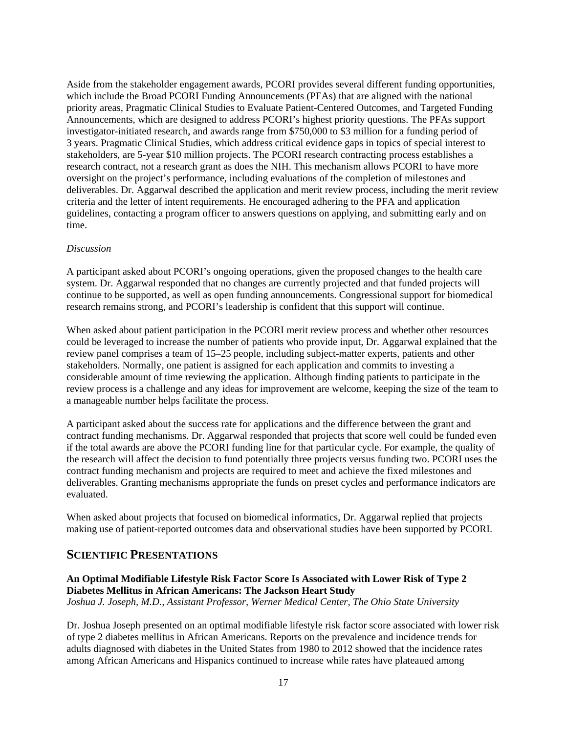Aside from the stakeholder engagement awards, PCORI provides several different funding opportunities, which include the Broad PCORI Funding Announcements (PFAs) that are aligned with the national priority areas, Pragmatic Clinical Studies to Evaluate Patient-Centered Outcomes, and Targeted Funding Announcements, which are designed to address PCORI's highest priority questions. The PFAs support investigator-initiated research, and awards range from $750,000 to $3 million for a funding period of 3 years. Pragmatic Clinical Studies, which address critical evidence gaps in topics of special interest to stakeholders, are 5-year $10 million projects. The PCORI research contracting process establishes a research contract, not a research grant as does the NIH. This mechanism allows PCORI to have more oversight on the project's performance, including evaluations of the completion of milestones and deliverables. Dr. Aggarwal described the application and merit review process, including the merit review criteria and the letter of intent requirements. He encouraged adhering to the PFA and application guidelines, contacting a program officer to answers questions on applying, and submitting early and on time.

*Discussion*

A participant asked about PCORI's ongoing operations, given the proposed changes to the health care system. Dr. Aggarwal responded that no changes are currently projected and that funded projects will continue to be supported, as well as open funding announcements. Congressional support for biomedical research remains strong, and PCORI's leadership is confident that this support will continue.

When asked about patient participation in the PCORI merit review process and whether other resources could be leveraged to increase the number of patients who provide input, Dr. Aggarwal explained that the review panel comprises a team of 15–25 people, including subject-matter experts, patients and other stakeholders. Normally, one patient is assigned for each application and commits to investing a considerable amount of time reviewing the application. Although finding patients to participate in the review process is a challenge and any ideas for improvement are welcome, keeping the size of the team to a manageable number helps facilitate the process.

A participant asked about the success rate for applications and the difference between the grant and contract funding mechanisms. Dr. Aggarwal responded that projects that score well could be funded even if the total awards are above the PCORI funding line for that particular cycle. For example, the quality of the research will affect the decision to fund potentially three projects versus funding two. PCORI uses the contract funding mechanism and projects are required to meet and achieve the fixed milestones and deliverables. Granting mechanisms appropriate the funds on preset cycles and performance indicators are evaluated.

When asked about projects that focused on biomedical informatics, Dr. Aggarwal replied that projects making use of patient-reported outcomes data and observational studies have been supported by PCORI.

## SCIENTIFIC PRESENTATIONS

**An Optimal Modifiable Lifestyle Risk Factor Score Is Associated with Lower Risk of Type 2 Diabetes Mellitus in African Americans: The Jackson Heart Study**
*Joshua J. Joseph, M.D., Assistant Professor, Werner Medical Center, The Ohio State University*

Dr. Joshua Joseph presented on an optimal modifiable lifestyle risk factor score associated with lower risk of type 2 diabetes mellitus in African Americans. Reports on the prevalence and incidence trends for adults diagnosed with diabetes in the United States from 1980 to 2012 showed that the incidence rates among African Americans and Hispanics continued to increase while rates have plateaued among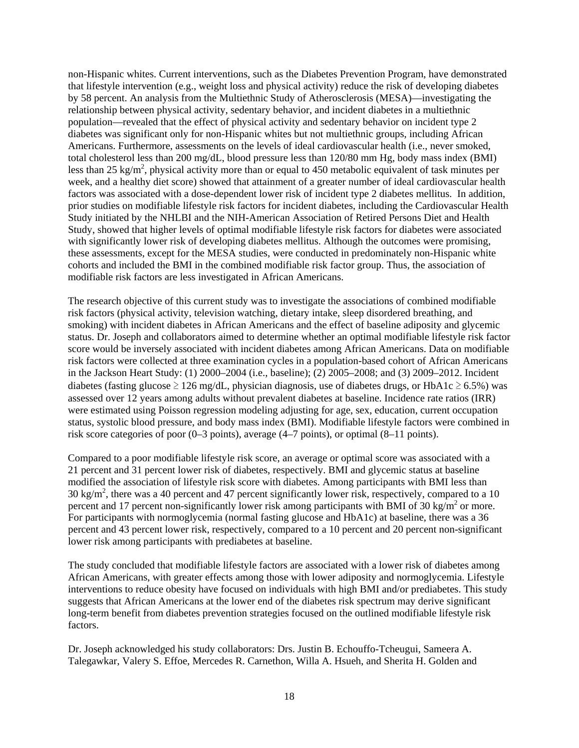non-Hispanic whites. Current interventions, such as the Diabetes Prevention Program, have demonstrated that lifestyle intervention (e.g., weight loss and physical activity) reduce the risk of developing diabetes by 58 percent. An analysis from the Multiethnic Study of Atherosclerosis (MESA)—investigating the relationship between physical activity, sedentary behavior, and incident diabetes in a multiethnic population—revealed that the effect of physical activity and sedentary behavior on incident type 2 diabetes was significant only for non-Hispanic whites but not multiethnic groups, including African Americans. Furthermore, assessments on the levels of ideal cardiovascular health (i.e., never smoked, total cholesterol less than 200 mg/dL, blood pressure less than 120/80 mm Hg, body mass index (BMI) less than 25 kg/m$^2$, physical activity more than or equal to 450 metabolic equivalent of task minutes per week, and a healthy diet score) showed that attainment of a greater number of ideal cardiovascular health factors was associated with a dose-dependent lower risk of incident type 2 diabetes mellitus. In addition, prior studies on modifiable lifestyle risk factors for incident diabetes, including the Cardiovascular Health Study initiated by the NHLBI and the NIH-American Association of Retired Persons Diet and Health Study, showed that higher levels of optimal modifiable lifestyle risk factors for diabetes were associated with significantly lower risk of developing diabetes mellitus. Although the outcomes were promising, these assessments, except for the MESA studies, were conducted in predominately non-Hispanic white cohorts and included the BMI in the combined modifiable risk factor group. Thus, the association of modifiable risk factors are less investigated in African Americans.

The research objective of this current study was to investigate the associations of combined modifiable risk factors (physical activity, television watching, dietary intake, sleep disordered breathing, and smoking) with incident diabetes in African Americans and the effect of baseline adiposity and glycemic status. Dr. Joseph and collaborators aimed to determine whether an optimal modifiable lifestyle risk factor score would be inversely associated with incident diabetes among African Americans. Data on modifiable risk factors were collected at three examination cycles in a population-based cohort of African Americans in the Jackson Heart Study: (1) 2000–2004 (i.e., baseline); (2) 2005–2008; and (3) 2009–2012. Incident diabetes (fasting glucose $\geq$ 126 mg/dL, physician diagnosis, use of diabetes drugs, or HbA1c $\geq$ 6.5%) was assessed over 12 years among adults without prevalent diabetes at baseline. Incidence rate ratios (IRR) were estimated using Poisson regression modeling adjusting for age, sex, education, current occupation status, systolic blood pressure, and body mass index (BMI). Modifiable lifestyle factors were combined in risk score categories of poor (0–3 points), average (4–7 points), or optimal (8–11 points).

Compared to a poor modifiable lifestyle risk score, an average or optimal score was associated with a 21 percent and 31 percent lower risk of diabetes, respectively. BMI and glycemic status at baseline modified the association of lifestyle risk score with diabetes. Among participants with BMI less than 30 kg/m$^2$, there was a 40 percent and 47 percent significantly lower risk, respectively, compared to a 10 percent and 17 percent non-significantly lower risk among participants with BMI of 30 kg/m$^2$ or more. For participants with normoglycemia (normal fasting glucose and HbA1c) at baseline, there was a 36 percent and 43 percent lower risk, respectively, compared to a 10 percent and 20 percent non-significant lower risk among participants with prediabetes at baseline.

The study concluded that modifiable lifestyle factors are associated with a lower risk of diabetes among African Americans, with greater effects among those with lower adiposity and normoglycemia. Lifestyle interventions to reduce obesity have focused on individuals with high BMI and/or prediabetes. This study suggests that African Americans at the lower end of the diabetes risk spectrum may derive significant long-term benefit from diabetes prevention strategies focused on the outlined modifiable lifestyle risk factors.

Dr. Joseph acknowledged his study collaborators: Drs. Justin B. Echouffo-Tcheugui, Sameera A. Talegawkar, Valery S. Effoe, Mercedes R. Carnethon, Willa A. Hsueh, and Sherita H. Golden and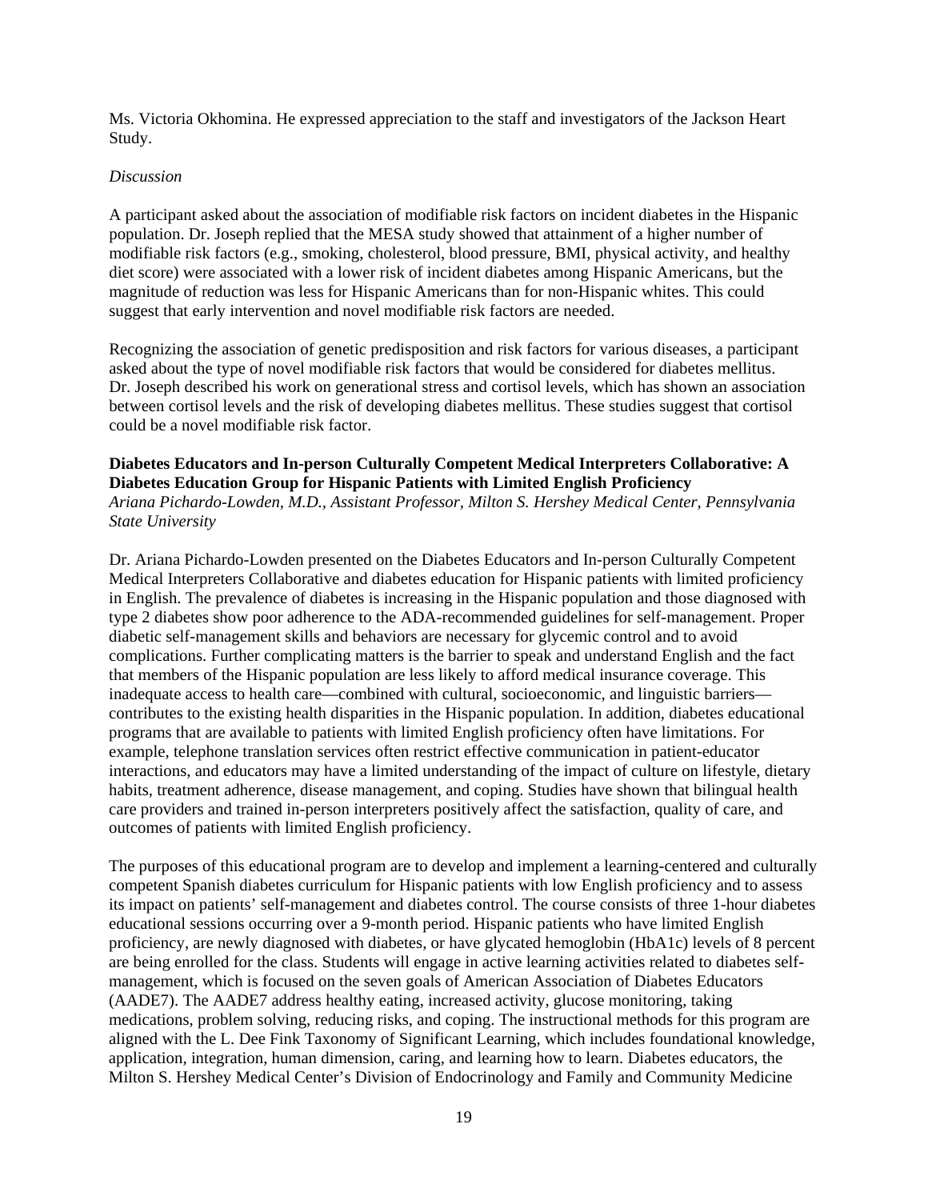Ms. Victoria Okhomina. He expressed appreciation to the staff and investigators of the Jackson Heart Study.

*Discussion*

A participant asked about the association of modifiable risk factors on incident diabetes in the Hispanic population. Dr. Joseph replied that the MESA study showed that attainment of a higher number of modifiable risk factors (e.g., smoking, cholesterol, blood pressure, BMI, physical activity, and healthy diet score) were associated with a lower risk of incident diabetes among Hispanic Americans, but the magnitude of reduction was less for Hispanic Americans than for non-Hispanic whites. This could suggest that early intervention and novel modifiable risk factors are needed.

Recognizing the association of genetic predisposition and risk factors for various diseases, a participant asked about the type of novel modifiable risk factors that would be considered for diabetes mellitus. Dr. Joseph described his work on generational stress and cortisol levels, which has shown an association between cortisol levels and the risk of developing diabetes mellitus. These studies suggest that cortisol could be a novel modifiable risk factor.

**Diabetes Educators and In-person Culturally Competent Medical Interpreters Collaborative: A Diabetes Education Group for Hispanic Patients with Limited English Proficiency**
*Ariana Pichardo-Lowden, M.D., Assistant Professor, Milton S. Hershey Medical Center, Pennsylvania State University*

Dr. Ariana Pichardo-Lowden presented on the Diabetes Educators and In-person Culturally Competent Medical Interpreters Collaborative and diabetes education for Hispanic patients with limited proficiency in English. The prevalence of diabetes is increasing in the Hispanic population and those diagnosed with type 2 diabetes show poor adherence to the ADA-recommended guidelines for self-management. Proper diabetic self-management skills and behaviors are necessary for glycemic control and to avoid complications. Further complicating matters is the barrier to speak and understand English and the fact that members of the Hispanic population are less likely to afford medical insurance coverage. This inadequate access to health care—combined with cultural, socioeconomic, and linguistic barriers—contributes to the existing health disparities in the Hispanic population. In addition, diabetes educational programs that are available to patients with limited English proficiency often have limitations. For example, telephone translation services often restrict effective communication in patient-educator interactions, and educators may have a limited understanding of the impact of culture on lifestyle, dietary habits, treatment adherence, disease management, and coping. Studies have shown that bilingual health care providers and trained in-person interpreters positively affect the satisfaction, quality of care, and outcomes of patients with limited English proficiency.

The purposes of this educational program are to develop and implement a learning-centered and culturally competent Spanish diabetes curriculum for Hispanic patients with low English proficiency and to assess its impact on patients' self-management and diabetes control. The course consists of three 1-hour diabetes educational sessions occurring over a 9-month period. Hispanic patients who have limited English proficiency, are newly diagnosed with diabetes, or have glycated hemoglobin (HbA1c) levels of 8 percent are being enrolled for the class. Students will engage in active learning activities related to diabetes self-management, which is focused on the seven goals of American Association of Diabetes Educators (AADE7). The AADE7 address healthy eating, increased activity, glucose monitoring, taking medications, problem solving, reducing risks, and coping. The instructional methods for this program are aligned with the L. Dee Fink Taxonomy of Significant Learning, which includes foundational knowledge, application, integration, human dimension, caring, and learning how to learn. Diabetes educators, the Milton S. Hershey Medical Center's Division of Endocrinology and Family and Community Medicine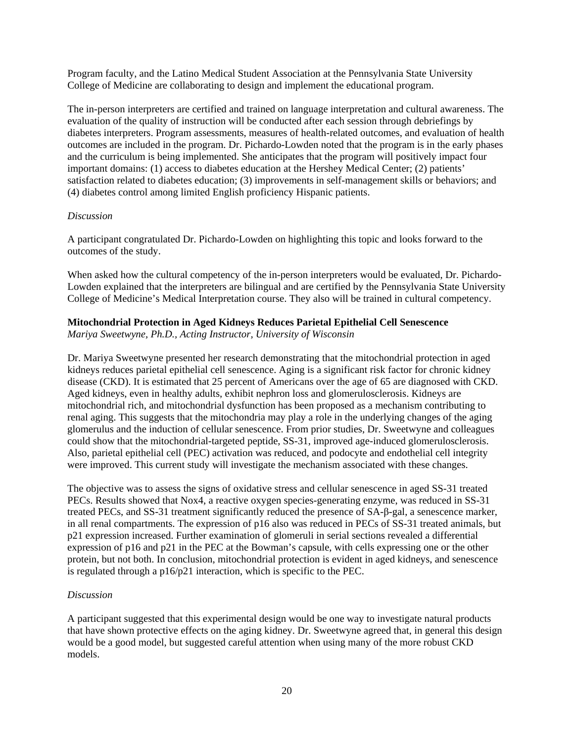Program faculty, and the Latino Medical Student Association at the Pennsylvania State University College of Medicine are collaborating to design and implement the educational program.

The in-person interpreters are certified and trained on language interpretation and cultural awareness. The evaluation of the quality of instruction will be conducted after each session through debriefings by diabetes interpreters. Program assessments, measures of health-related outcomes, and evaluation of health outcomes are included in the program. Dr. Pichardo-Lowden noted that the program is in the early phases and the curriculum is being implemented. She anticipates that the program will positively impact four important domains: (1) access to diabetes education at the Hershey Medical Center; (2) patients' satisfaction related to diabetes education; (3) improvements in self-management skills or behaviors; and (4) diabetes control among limited English proficiency Hispanic patients.

*Discussion*

A participant congratulated Dr. Pichardo-Lowden on highlighting this topic and looks forward to the outcomes of the study.

When asked how the cultural competency of the in-person interpreters would be evaluated, Dr. Pichardo-Lowden explained that the interpreters are bilingual and are certified by the Pennsylvania State University College of Medicine's Medical Interpretation course. They also will be trained in cultural competency.

**Mitochondrial Protection in Aged Kidneys Reduces Parietal Epithelial Cell Senescence**
*Mariya Sweetwyne, Ph.D., Acting Instructor, University of Wisconsin*

Dr. Mariya Sweetwyne presented her research demonstrating that the mitochondrial protection in aged kidneys reduces parietal epithelial cell senescence. Aging is a significant risk factor for chronic kidney disease (CKD). It is estimated that 25 percent of Americans over the age of 65 are diagnosed with CKD. Aged kidneys, even in healthy adults, exhibit nephron loss and glomerulosclerosis. Kidneys are mitochondrial rich, and mitochondrial dysfunction has been proposed as a mechanism contributing to renal aging. This suggests that the mitochondria may play a role in the underlying changes of the aging glomerulus and the induction of cellular senescence. From prior studies, Dr. Sweetwyne and colleagues could show that the mitochondrial-targeted peptide, SS-31, improved age-induced glomerulosclerosis. Also, parietal epithelial cell (PEC) activation was reduced, and podocyte and endothelial cell integrity were improved. This current study will investigate the mechanism associated with these changes.

The objective was to assess the signs of oxidative stress and cellular senescence in aged SS-31 treated PECs. Results showed that Nox4, a reactive oxygen species-generating enzyme, was reduced in SS-31 treated PECs, and SS-31 treatment significantly reduced the presence of SA-β-gal, a senescence marker, in all renal compartments. The expression of p16 also was reduced in PECs of SS-31 treated animals, but p21 expression increased. Further examination of glomeruli in serial sections revealed a differential expression of p16 and p21 in the PEC at the Bowman's capsule, with cells expressing one or the other protein, but not both. In conclusion, mitochondrial protection is evident in aged kidneys, and senescence is regulated through a p16/p21 interaction, which is specific to the PEC.

*Discussion*

A participant suggested that this experimental design would be one way to investigate natural products that have shown protective effects on the aging kidney. Dr. Sweetwyne agreed that, in general this design would be a good model, but suggested careful attention when using many of the more robust CKD models.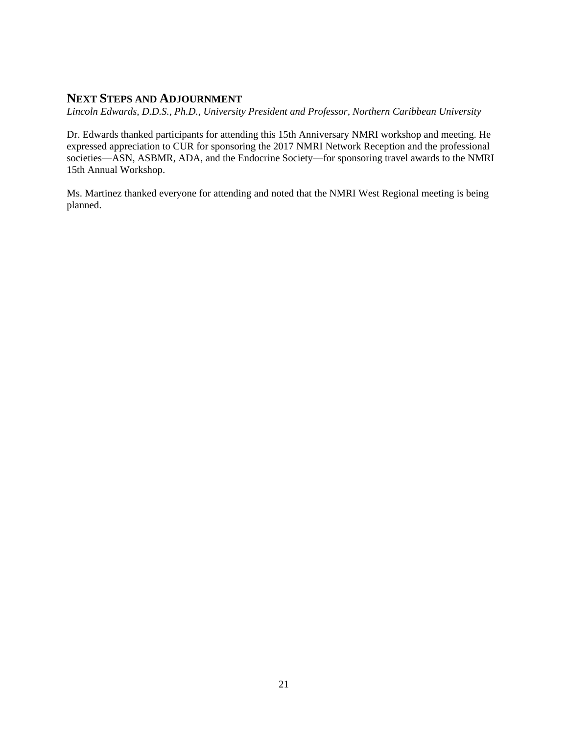## NEXT STEPS AND ADJOURNMENT

*Lincoln Edwards, D.D.S., Ph.D., University President and Professor, Northern Caribbean University*

Dr. Edwards thanked participants for attending this 15th Anniversary NMRI workshop and meeting. He expressed appreciation to CUR for sponsoring the 2017 NMRI Network Reception and the professional societies—ASN, ASBMR, ADA, and the Endocrine Society—for sponsoring travel awards to the NMRI 15th Annual Workshop.

Ms. Martinez thanked everyone for attending and noted that the NMRI West Regional meeting is being planned.